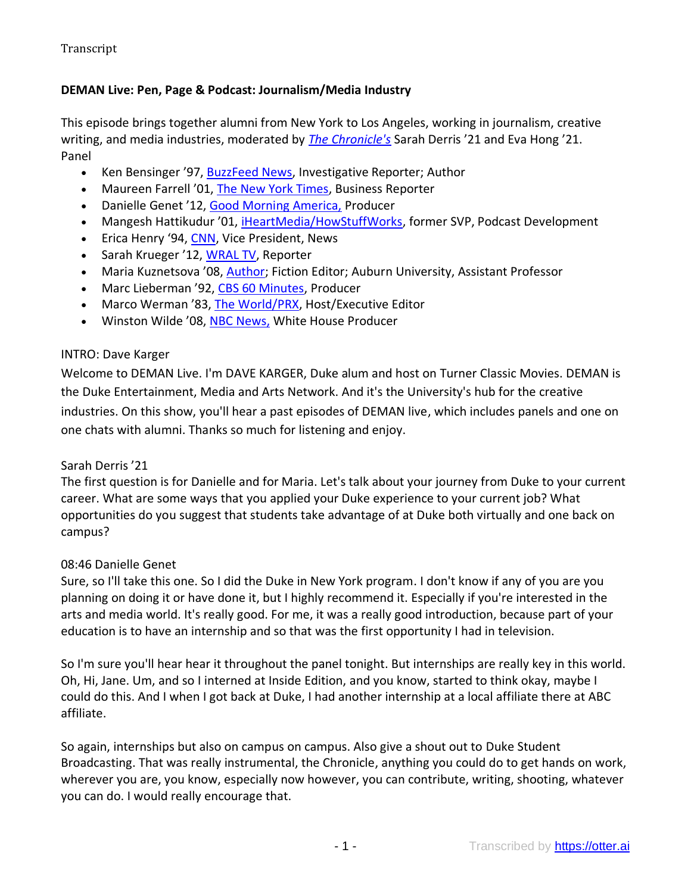Transcript

**DEMAN Live: Pen, Page & Podcast: Journalism/Media Industry**

This episode brings together alumni from New York to Los Angeles, working in journalism, creative writing, and media industries, moderated by *The Chronicle's* Sarah Derris '21 and Eva Hong '21.
Panel

- Ken Bensinger '97, BuzzFeed News, Investigative Reporter; Author
- Maureen Farrell '01, The New York Times, Business Reporter
- Danielle Genet '12, Good Morning America, Producer
- Mangesh Hattikudur '01, iHeartMedia/HowStuffWorks, former SVP, Podcast Development
- Erica Henry '94, CNN, Vice President, News
- Sarah Krueger '12, WRAL TV, Reporter
- Maria Kuznetsova '08, Author; Fiction Editor; Auburn University, Assistant Professor
- Marc Lieberman '92, CBS 60 Minutes, Producer
- Marco Werman '83, The World/PRX, Host/Executive Editor
- Winston Wilde '08, NBC News, White House Producer

INTRO: Dave Karger
Welcome to DEMAN Live. I'm DAVE KARGER, Duke alum and host on Turner Classic Movies. DEMAN is the Duke Entertainment, Media and Arts Network. And it's the University's hub for the creative industries. On this show, you'll hear a past episodes of DEMAN live, which includes panels and one on one chats with alumni. Thanks so much for listening and enjoy.

Sarah Derris '21
The first question is for Danielle and for Maria. Let's talk about your journey from Duke to your current career. What are some ways that you applied your Duke experience to your current job? What opportunities do you suggest that students take advantage of at Duke both virtually and one back on campus?

08:46 Danielle Genet
Sure, so I'll take this one. So I did the Duke in New York program. I don't know if any of you are you planning on doing it or have done it, but I highly recommend it. Especially if you're interested in the arts and media world. It's really good. For me, it was a really good introduction, because part of your education is to have an internship and so that was the first opportunity I had in television.

So I'm sure you'll hear hear it throughout the panel tonight. But internships are really key in this world. Oh, Hi, Jane. Um, and so I interned at Inside Edition, and you know, started to think okay, maybe I could do this. And I when I got back at Duke, I had another internship at a local affiliate there at ABC affiliate.

So again, internships but also on campus on campus. Also give a shout out to Duke Student Broadcasting. That was really instrumental, the Chronicle, anything you could do to get hands on work, wherever you are, you know, especially now however, you can contribute, writing, shooting, whatever you can do. I would really encourage that.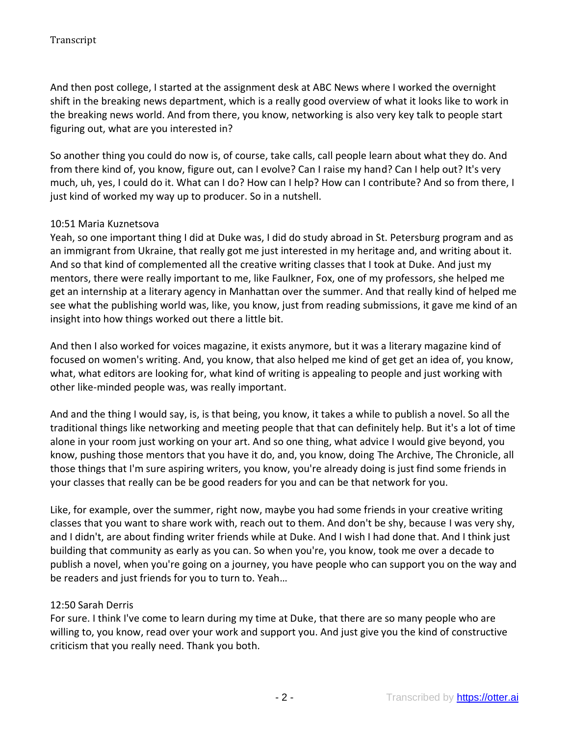And then post college, I started at the assignment desk at ABC News where I worked the overnight shift in the breaking news department, which is a really good overview of what it looks like to work in the breaking news world. And from there, you know, networking is also very key talk to people start figuring out, what are you interested in?

So another thing you could do now is, of course, take calls, call people learn about what they do. And from there kind of, you know, figure out, can I evolve? Can I raise my hand? Can I help out? It's very much, uh, yes, I could do it. What can I do? How can I help? How can I contribute? And so from there, I just kind of worked my way up to producer. So in a nutshell.

10:51 Maria Kuznetsova
Yeah, so one important thing I did at Duke was, I did do study abroad in St. Petersburg program and as an immigrant from Ukraine, that really got me just interested in my heritage and, and writing about it. And so that kind of complemented all the creative writing classes that I took at Duke. And just my mentors, there were really important to me, like Faulkner, Fox, one of my professors, she helped me get an internship at a literary agency in Manhattan over the summer. And that really kind of helped me see what the publishing world was, like, you know, just from reading submissions, it gave me kind of an insight into how things worked out there a little bit.

And then I also worked for voices magazine, it exists anymore, but it was a literary magazine kind of focused on women's writing. And, you know, that also helped me kind of get get an idea of, you know, what, what editors are looking for, what kind of writing is appealing to people and just working with other like-minded people was, was really important.

And and the thing I would say, is, is that being, you know, it takes a while to publish a novel. So all the traditional things like networking and meeting people that that can definitely help. But it's a lot of time alone in your room just working on your art. And so one thing, what advice I would give beyond, you know, pushing those mentors that you have it do, and, you know, doing The Archive, The Chronicle, all those things that I'm sure aspiring writers, you know, you're already doing is just find some friends in your classes that really can be be good readers for you and can be that network for you.

Like, for example, over the summer, right now, maybe you had some friends in your creative writing classes that you want to share work with, reach out to them. And don't be shy, because I was very shy, and I didn't, are about finding writer friends while at Duke. And I wish I had done that. And I think just building that community as early as you can. So when you're, you know, took me over a decade to publish a novel, when you're going on a journey, you have people who can support you on the way and be readers and just friends for you to turn to. Yeah…

12:50 Sarah Derris
For sure. I think I've come to learn during my time at Duke, that there are so many people who are willing to, you know, read over your work and support you. And just give you the kind of constructive criticism that you really need. Thank you both.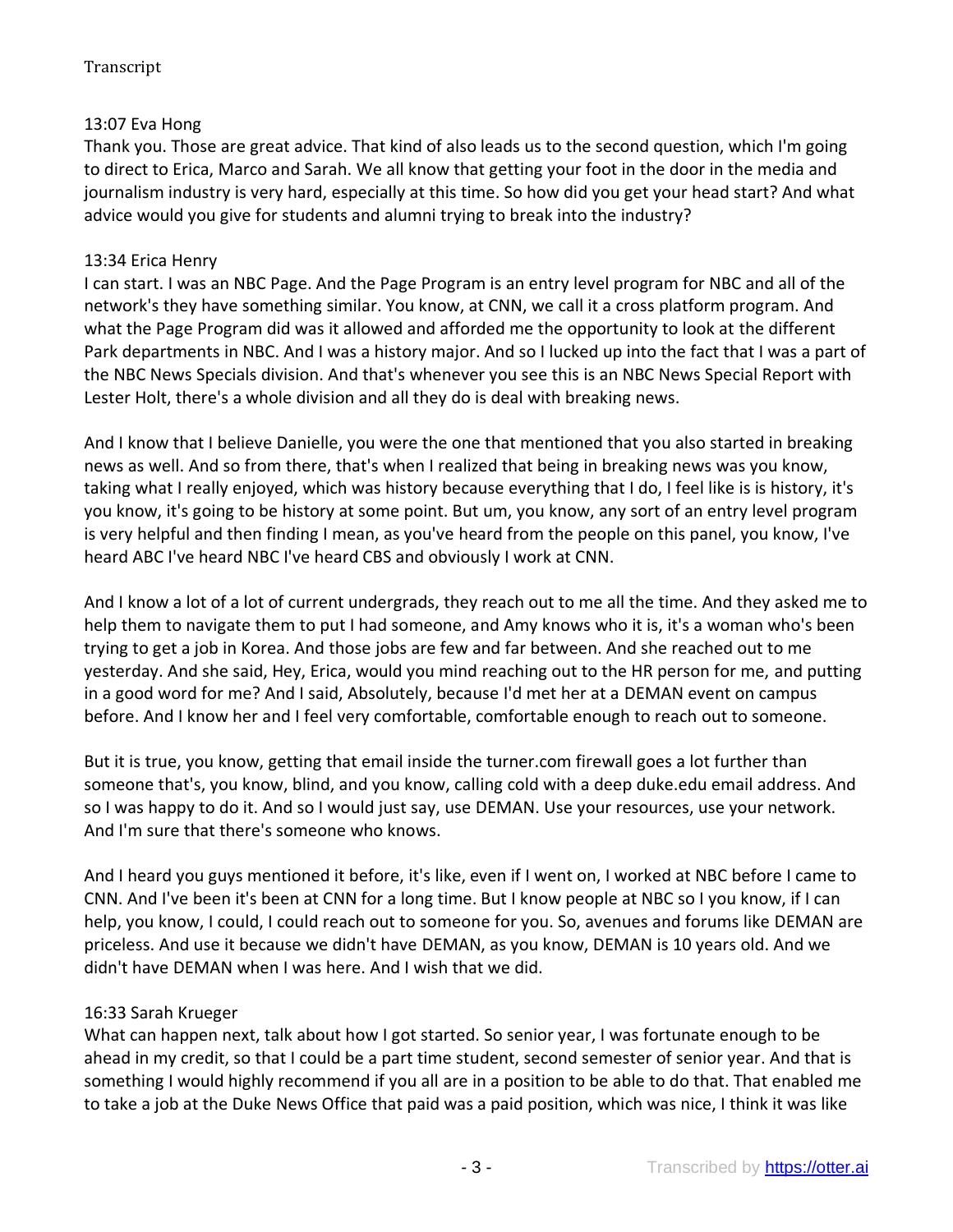13:07 Eva Hong
Thank you. Those are great advice. That kind of also leads us to the second question, which I'm going to direct to Erica, Marco and Sarah. We all know that getting your foot in the door in the media and journalism industry is very hard, especially at this time. So how did you get your head start? And what advice would you give for students and alumni trying to break into the industry?

13:34 Erica Henry
I can start. I was an NBC Page. And the Page Program is an entry level program for NBC and all of the network's they have something similar. You know, at CNN, we call it a cross platform program. And what the Page Program did was it allowed and afforded me the opportunity to look at the different Park departments in NBC. And I was a history major. And so I lucked up into the fact that I was a part of the NBC News Specials division. And that's whenever you see this is an NBC News Special Report with Lester Holt, there's a whole division and all they do is deal with breaking news.

And I know that I believe Danielle, you were the one that mentioned that you also started in breaking news as well. And so from there, that's when I realized that being in breaking news was you know, taking what I really enjoyed, which was history because everything that I do, I feel like is is history, it's you know, it's going to be history at some point. But um, you know, any sort of an entry level program is very helpful and then finding I mean, as you've heard from the people on this panel, you know, I've heard ABC I've heard NBC I've heard CBS and obviously I work at CNN.

And I know a lot of a lot of current undergrads, they reach out to me all the time. And they asked me to help them to navigate them to put I had someone, and Amy knows who it is, it's a woman who's been trying to get a job in Korea. And those jobs are few and far between. And she reached out to me yesterday. And she said, Hey, Erica, would you mind reaching out to the HR person for me, and putting in a good word for me? And I said, Absolutely, because I'd met her at a DEMAN event on campus before. And I know her and I feel very comfortable, comfortable enough to reach out to someone.

But it is true, you know, getting that email inside the turner.com firewall goes a lot further than someone that's, you know, blind, and you know, calling cold with a deep duke.edu email address. And so I was happy to do it. And so I would just say, use DEMAN. Use your resources, use your network. And I'm sure that there's someone who knows.

And I heard you guys mentioned it before, it's like, even if I went on, I worked at NBC before I came to CNN. And I've been it's been at CNN for a long time. But I know people at NBC so I you know, if I can help, you know, I could, I could reach out to someone for you. So, avenues and forums like DEMAN are priceless. And use it because we didn't have DEMAN, as you know, DEMAN is 10 years old. And we didn't have DEMAN when I was here. And I wish that we did.

16:33 Sarah Krueger
What can happen next, talk about how I got started. So senior year, I was fortunate enough to be ahead in my credit, so that I could be a part time student, second semester of senior year. And that is something I would highly recommend if you all are in a position to be able to do that. That enabled me to take a job at the Duke News Office that paid was a paid position, which was nice, I think it was like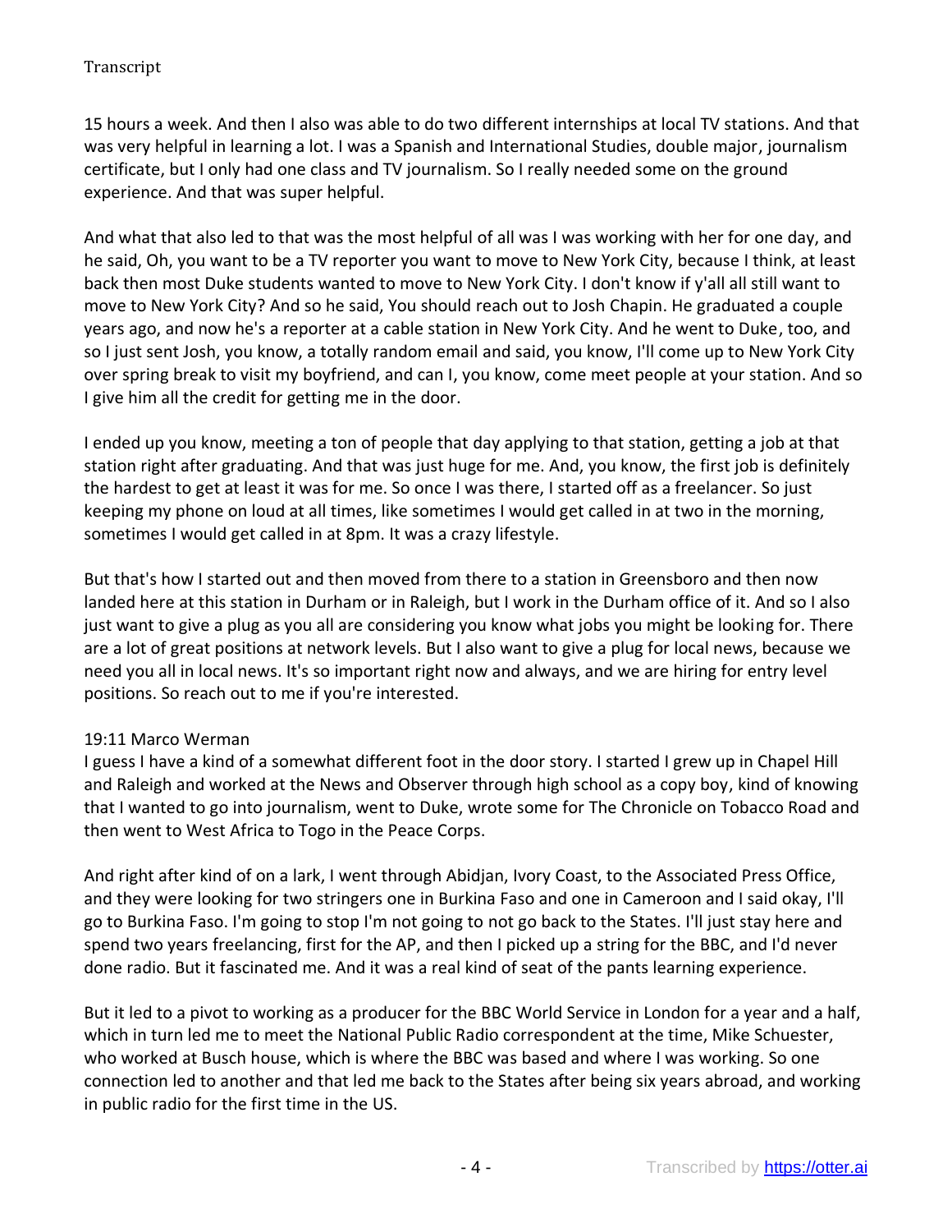15 hours a week. And then I also was able to do two different internships at local TV stations. And that was very helpful in learning a lot. I was a Spanish and International Studies, double major, journalism certificate, but I only had one class and TV journalism. So I really needed some on the ground experience. And that was super helpful.

And what that also led to that was the most helpful of all was I was working with her for one day, and he said, Oh, you want to be a TV reporter you want to move to New York City, because I think, at least back then most Duke students wanted to move to New York City. I don't know if y'all all still want to move to New York City? And so he said, You should reach out to Josh Chapin. He graduated a couple years ago, and now he's a reporter at a cable station in New York City. And he went to Duke, too, and so I just sent Josh, you know, a totally random email and said, you know, I'll come up to New York City over spring break to visit my boyfriend, and can I, you know, come meet people at your station. And so I give him all the credit for getting me in the door.

I ended up you know, meeting a ton of people that day applying to that station, getting a job at that station right after graduating. And that was just huge for me. And, you know, the first job is definitely the hardest to get at least it was for me. So once I was there, I started off as a freelancer. So just keeping my phone on loud at all times, like sometimes I would get called in at two in the morning, sometimes I would get called in at 8pm. It was a crazy lifestyle.

But that's how I started out and then moved from there to a station in Greensboro and then now landed here at this station in Durham or in Raleigh, but I work in the Durham office of it. And so I also just want to give a plug as you all are considering you know what jobs you might be looking for. There are a lot of great positions at network levels. But I also want to give a plug for local news, because we need you all in local news. It's so important right now and always, and we are hiring for entry level positions. So reach out to me if you're interested.

19:11 Marco Werman
I guess I have a kind of a somewhat different foot in the door story. I started I grew up in Chapel Hill and Raleigh and worked at the News and Observer through high school as a copy boy, kind of knowing that I wanted to go into journalism, went to Duke, wrote some for The Chronicle on Tobacco Road and then went to West Africa to Togo in the Peace Corps.

And right after kind of on a lark, I went through Abidjan, Ivory Coast, to the Associated Press Office, and they were looking for two stringers one in Burkina Faso and one in Cameroon and I said okay, I'll go to Burkina Faso. I'm going to stop I'm not going to not go back to the States. I'll just stay here and spend two years freelancing, first for the AP, and then I picked up a string for the BBC, and I'd never done radio. But it fascinated me. And it was a real kind of seat of the pants learning experience.

But it led to a pivot to working as a producer for the BBC World Service in London for a year and a half, which in turn led me to meet the National Public Radio correspondent at the time, Mike Schuester, who worked at Busch house, which is where the BBC was based and where I was working. So one connection led to another and that led me back to the States after being six years abroad, and working in public radio for the first time in the US.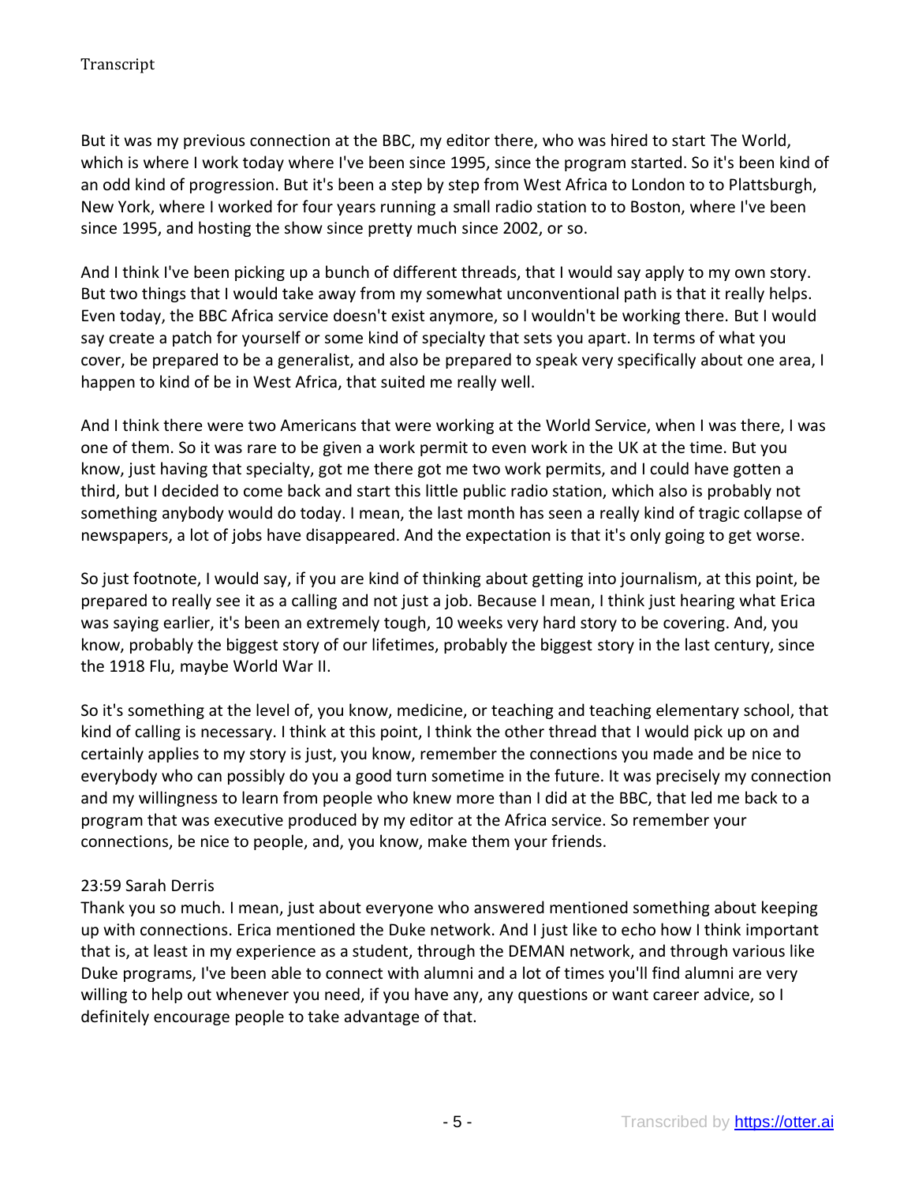But it was my previous connection at the BBC, my editor there, who was hired to start The World, which is where I work today where I've been since 1995, since the program started. So it's been kind of an odd kind of progression. But it's been a step by step from West Africa to London to to Plattsburgh, New York, where I worked for four years running a small radio station to to Boston, where I've been since 1995, and hosting the show since pretty much since 2002, or so.

And I think I've been picking up a bunch of different threads, that I would say apply to my own story. But two things that I would take away from my somewhat unconventional path is that it really helps. Even today, the BBC Africa service doesn't exist anymore, so I wouldn't be working there. But I would say create a patch for yourself or some kind of specialty that sets you apart. In terms of what you cover, be prepared to be a generalist, and also be prepared to speak very specifically about one area, I happen to kind of be in West Africa, that suited me really well.

And I think there were two Americans that were working at the World Service, when I was there, I was one of them. So it was rare to be given a work permit to even work in the UK at the time. But you know, just having that specialty, got me there got me two work permits, and I could have gotten a third, but I decided to come back and start this little public radio station, which also is probably not something anybody would do today. I mean, the last month has seen a really kind of tragic collapse of newspapers, a lot of jobs have disappeared. And the expectation is that it's only going to get worse.

So just footnote, I would say, if you are kind of thinking about getting into journalism, at this point, be prepared to really see it as a calling and not just a job. Because I mean, I think just hearing what Erica was saying earlier, it's been an extremely tough, 10 weeks very hard story to be covering. And, you know, probably the biggest story of our lifetimes, probably the biggest story in the last century, since the 1918 Flu, maybe World War II.

So it's something at the level of, you know, medicine, or teaching and teaching elementary school, that kind of calling is necessary. I think at this point, I think the other thread that I would pick up on and certainly applies to my story is just, you know, remember the connections you made and be nice to everybody who can possibly do you a good turn sometime in the future. It was precisely my connection and my willingness to learn from people who knew more than I did at the BBC, that led me back to a program that was executive produced by my editor at the Africa service. So remember your connections, be nice to people, and, you know, make them your friends.

23:59 Sarah Derris
Thank you so much. I mean, just about everyone who answered mentioned something about keeping up with connections. Erica mentioned the Duke network. And I just like to echo how I think important that is, at least in my experience as a student, through the DEMAN network, and through various like Duke programs, I've been able to connect with alumni and a lot of times you'll find alumni are very willing to help out whenever you need, if you have any, any questions or want career advice, so I definitely encourage people to take advantage of that.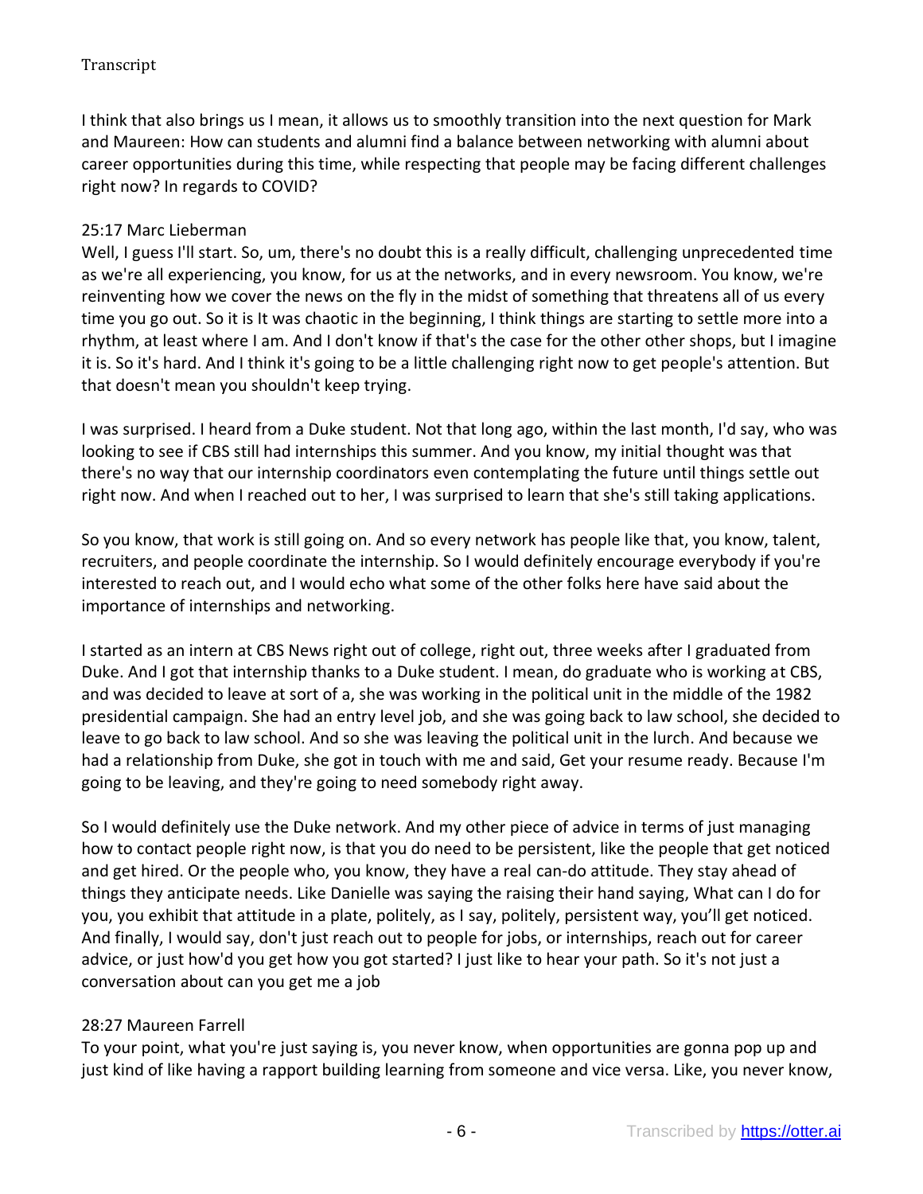I think that also brings us I mean, it allows us to smoothly transition into the next question for Mark and Maureen: How can students and alumni find a balance between networking with alumni about career opportunities during this time, while respecting that people may be facing different challenges right now? In regards to COVID?

25:17 Marc Lieberman

Well, I guess I'll start. So, um, there's no doubt this is a really difficult, challenging unprecedented time as we're all experiencing, you know, for us at the networks, and in every newsroom. You know, we're reinventing how we cover the news on the fly in the midst of something that threatens all of us every time you go out. So it is It was chaotic in the beginning, I think things are starting to settle more into a rhythm, at least where I am. And I don't know if that's the case for the other other shops, but I imagine it is. So it's hard. And I think it's going to be a little challenging right now to get people's attention. But that doesn't mean you shouldn't keep trying.

I was surprised. I heard from a Duke student. Not that long ago, within the last month, I'd say, who was looking to see if CBS still had internships this summer. And you know, my initial thought was that there's no way that our internship coordinators even contemplating the future until things settle out right now. And when I reached out to her, I was surprised to learn that she's still taking applications.

So you know, that work is still going on. And so every network has people like that, you know, talent, recruiters, and people coordinate the internship. So I would definitely encourage everybody if you're interested to reach out, and I would echo what some of the other folks here have said about the importance of internships and networking.

I started as an intern at CBS News right out of college, right out, three weeks after I graduated from Duke. And I got that internship thanks to a Duke student. I mean, do graduate who is working at CBS, and was decided to leave at sort of a, she was working in the political unit in the middle of the 1982 presidential campaign. She had an entry level job, and she was going back to law school, she decided to leave to go back to law school. And so she was leaving the political unit in the lurch. And because we had a relationship from Duke, she got in touch with me and said, Get your resume ready. Because I'm going to be leaving, and they're going to need somebody right away.

So I would definitely use the Duke network. And my other piece of advice in terms of just managing how to contact people right now, is that you do need to be persistent, like the people that get noticed and get hired. Or the people who, you know, they have a real can-do attitude. They stay ahead of things they anticipate needs. Like Danielle was saying the raising their hand saying, What can I do for you, you exhibit that attitude in a plate, politely, as I say, politely, persistent way, you'll get noticed. And finally, I would say, don't just reach out to people for jobs, or internships, reach out for career advice, or just how'd you get how you got started? I just like to hear your path. So it's not just a conversation about can you get me a job

28:27 Maureen Farrell

To your point, what you're just saying is, you never know, when opportunities are gonna pop up and just kind of like having a rapport building learning from someone and vice versa. Like, you never know,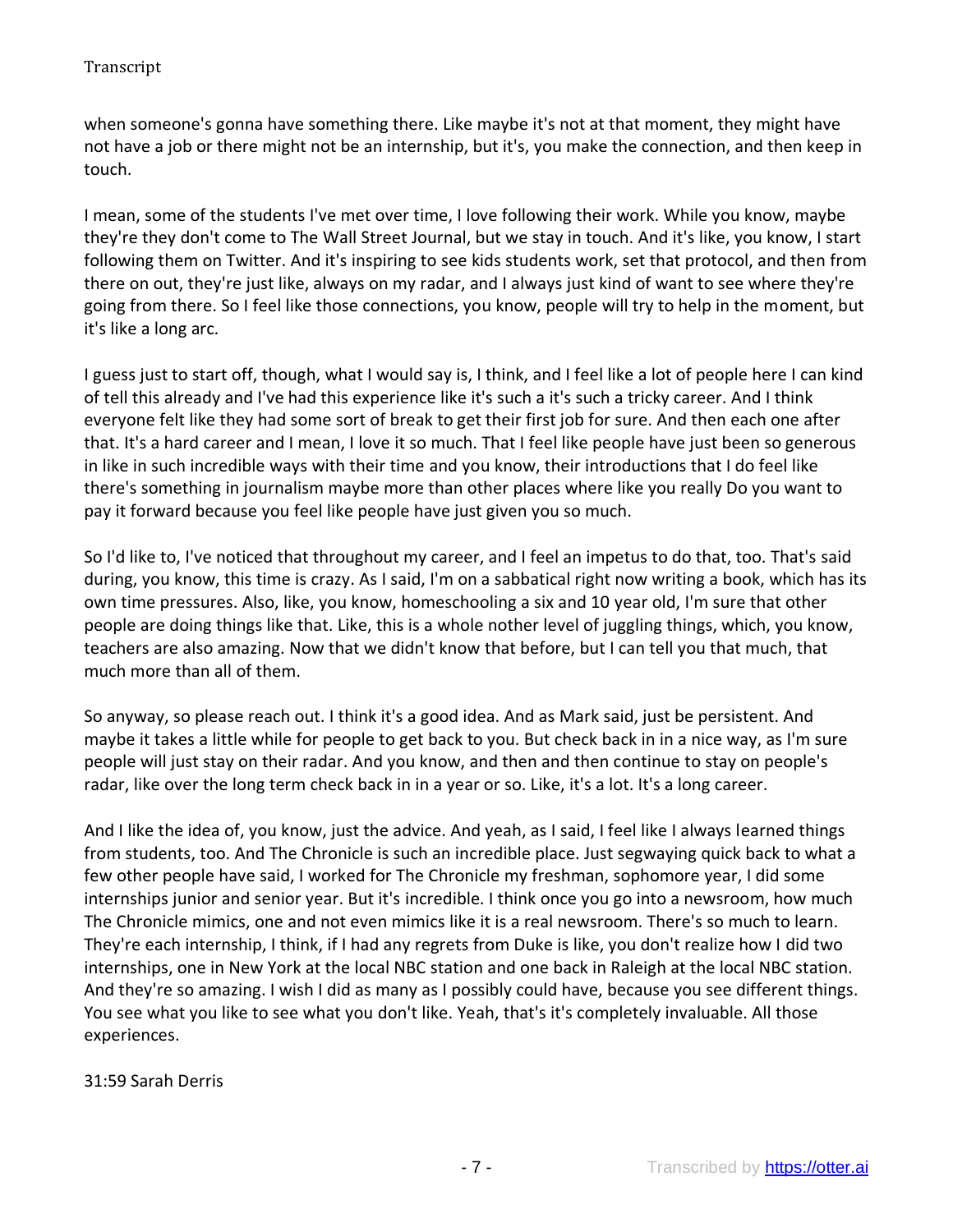when someone's gonna have something there. Like maybe it's not at that moment, they might have not have a job or there might not be an internship, but it's, you make the connection, and then keep in touch.

I mean, some of the students I've met over time, I love following their work. While you know, maybe they're they don't come to The Wall Street Journal, but we stay in touch. And it's like, you know, I start following them on Twitter. And it's inspiring to see kids students work, set that protocol, and then from there on out, they're just like, always on my radar, and I always just kind of want to see where they're going from there. So I feel like those connections, you know, people will try to help in the moment, but it's like a long arc.

I guess just to start off, though, what I would say is, I think, and I feel like a lot of people here I can kind of tell this already and I've had this experience like it's such a it's such a tricky career. And I think everyone felt like they had some sort of break to get their first job for sure. And then each one after that. It's a hard career and I mean, I love it so much. That I feel like people have just been so generous in like in such incredible ways with their time and you know, their introductions that I do feel like there's something in journalism maybe more than other places where like you really Do you want to pay it forward because you feel like people have just given you so much.

So I'd like to, I've noticed that throughout my career, and I feel an impetus to do that, too. That's said during, you know, this time is crazy. As I said, I'm on a sabbatical right now writing a book, which has its own time pressures. Also, like, you know, homeschooling a six and 10 year old, I'm sure that other people are doing things like that. Like, this is a whole nother level of juggling things, which, you know, teachers are also amazing. Now that we didn't know that before, but I can tell you that much, that much more than all of them.

So anyway, so please reach out. I think it's a good idea. And as Mark said, just be persistent. And maybe it takes a little while for people to get back to you. But check back in in a nice way, as I'm sure people will just stay on their radar. And you know, and then and then continue to stay on people's radar, like over the long term check back in in a year or so. Like, it's a lot. It's a long career.

And I like the idea of, you know, just the advice. And yeah, as I said, I feel like I always learned things from students, too. And The Chronicle is such an incredible place. Just segwaying quick back to what a few other people have said, I worked for The Chronicle my freshman, sophomore year, I did some internships junior and senior year. But it's incredible. I think once you go into a newsroom, how much The Chronicle mimics, one and not even mimics like it is a real newsroom. There's so much to learn. They're each internship, I think, if I had any regrets from Duke is like, you don't realize how I did two internships, one in New York at the local NBC station and one back in Raleigh at the local NBC station. And they're so amazing. I wish I did as many as I possibly could have, because you see different things. You see what you like to see what you don't like. Yeah, that's it's completely invaluable. All those experiences.

31:59 Sarah Derris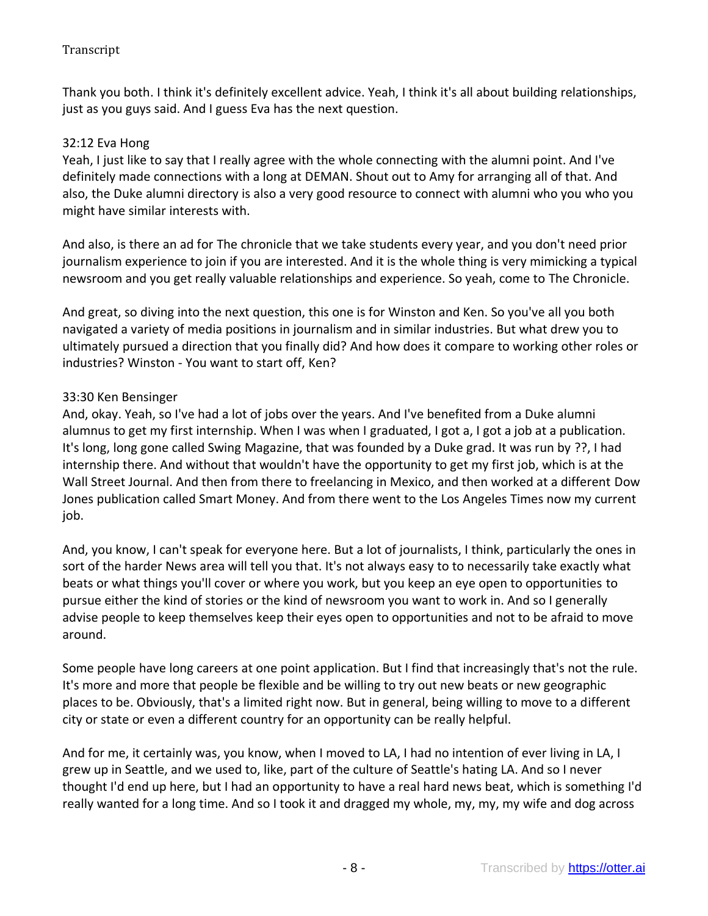Thank you both. I think it's definitely excellent advice. Yeah, I think it's all about building relationships, just as you guys said. And I guess Eva has the next question.

32:12 Eva Hong
Yeah, I just like to say that I really agree with the whole connecting with the alumni point. And I've definitely made connections with a long at DEMAN. Shout out to Amy for arranging all of that. And also, the Duke alumni directory is also a very good resource to connect with alumni who you who you might have similar interests with.

And also, is there an ad for The chronicle that we take students every year, and you don't need prior journalism experience to join if you are interested. And it is the whole thing is very mimicking a typical newsroom and you get really valuable relationships and experience. So yeah, come to The Chronicle.

And great, so diving into the next question, this one is for Winston and Ken. So you've all you both navigated a variety of media positions in journalism and in similar industries. But what drew you to ultimately pursued a direction that you finally did? And how does it compare to working other roles or industries? Winston - You want to start off, Ken?

33:30 Ken Bensinger
And, okay. Yeah, so I've had a lot of jobs over the years. And I've benefited from a Duke alumni alumnus to get my first internship. When I was when I graduated, I got a, I got a job at a publication. It's long, long gone called Swing Magazine, that was founded by a Duke grad. It was run by ??, I had internship there. And without that wouldn't have the opportunity to get my first job, which is at the Wall Street Journal. And then from there to freelancing in Mexico, and then worked at a different Dow Jones publication called Smart Money. And from there went to the Los Angeles Times now my current job.

And, you know, I can't speak for everyone here. But a lot of journalists, I think, particularly the ones in sort of the harder News area will tell you that. It's not always easy to to necessarily take exactly what beats or what things you'll cover or where you work, but you keep an eye open to opportunities to pursue either the kind of stories or the kind of newsroom you want to work in. And so I generally advise people to keep themselves keep their eyes open to opportunities and not to be afraid to move around.

Some people have long careers at one point application. But I find that increasingly that's not the rule. It's more and more that people be flexible and be willing to try out new beats or new geographic places to be. Obviously, that's a limited right now. But in general, being willing to move to a different city or state or even a different country for an opportunity can be really helpful.

And for me, it certainly was, you know, when I moved to LA, I had no intention of ever living in LA, I grew up in Seattle, and we used to, like, part of the culture of Seattle's hating LA. And so I never thought I'd end up here, but I had an opportunity to have a real hard news beat, which is something I'd really wanted for a long time. And so I took it and dragged my whole, my, my, my wife and dog across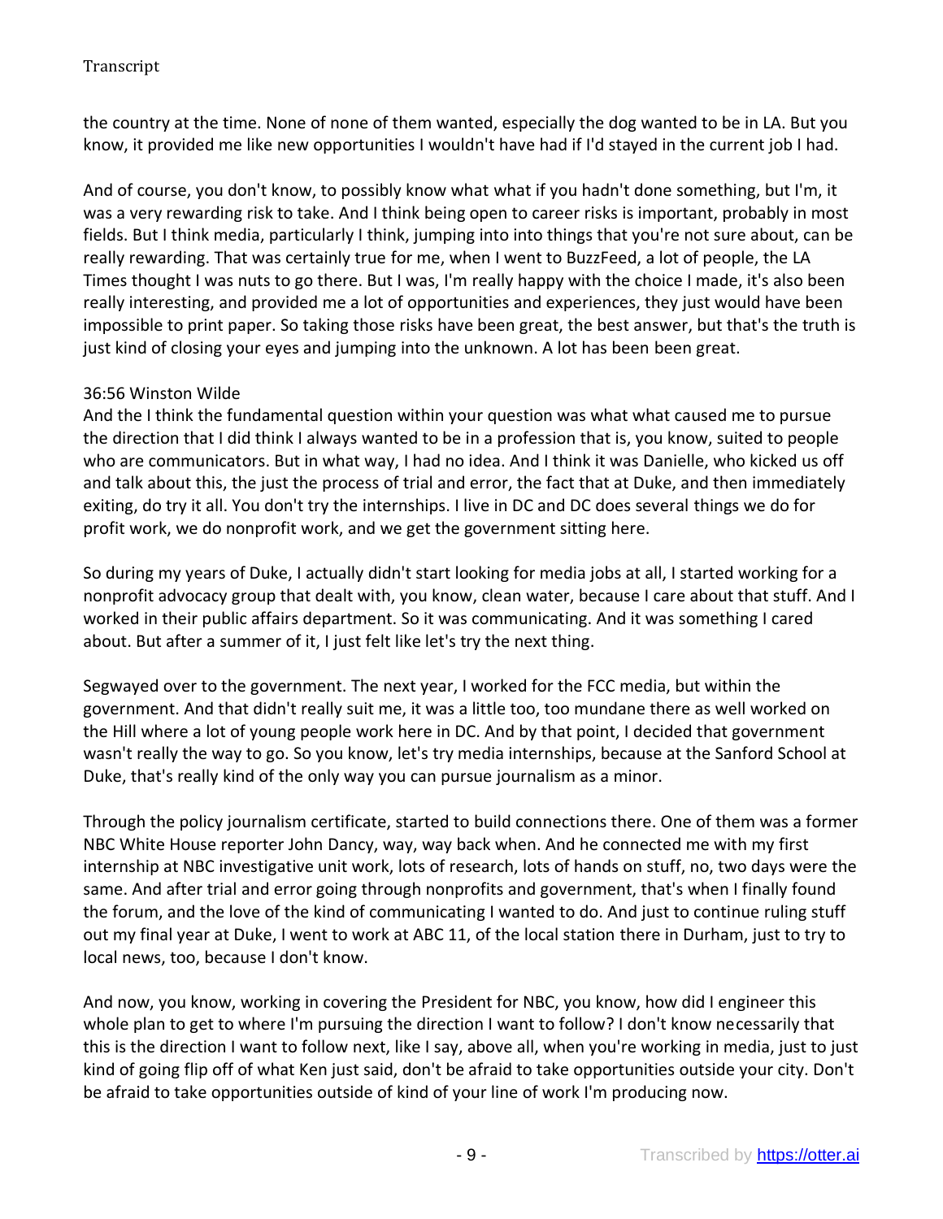the country at the time. None of none of them wanted, especially the dog wanted to be in LA. But you know, it provided me like new opportunities I wouldn't have had if I'd stayed in the current job I had.

And of course, you don't know, to possibly know what what if you hadn't done something, but I'm, it was a very rewarding risk to take. And I think being open to career risks is important, probably in most fields. But I think media, particularly I think, jumping into into things that you're not sure about, can be really rewarding. That was certainly true for me, when I went to BuzzFeed, a lot of people, the LA Times thought I was nuts to go there. But I was, I'm really happy with the choice I made, it's also been really interesting, and provided me a lot of opportunities and experiences, they just would have been impossible to print paper. So taking those risks have been great, the best answer, but that's the truth is just kind of closing your eyes and jumping into the unknown. A lot has been been great.

36:56 Winston Wilde

And the I think the fundamental question within your question was what what caused me to pursue the direction that I did think I always wanted to be in a profession that is, you know, suited to people who are communicators. But in what way, I had no idea. And I think it was Danielle, who kicked us off and talk about this, the just the process of trial and error, the fact that at Duke, and then immediately exiting, do try it all. You don't try the internships. I live in DC and DC does several things we do for profit work, we do nonprofit work, and we get the government sitting here.

So during my years of Duke, I actually didn't start looking for media jobs at all, I started working for a nonprofit advocacy group that dealt with, you know, clean water, because I care about that stuff. And I worked in their public affairs department. So it was communicating. And it was something I cared about. But after a summer of it, I just felt like let's try the next thing.

Segwayed over to the government. The next year, I worked for the FCC media, but within the government. And that didn't really suit me, it was a little too, too mundane there as well worked on the Hill where a lot of young people work here in DC. And by that point, I decided that government wasn't really the way to go. So you know, let's try media internships, because at the Sanford School at Duke, that's really kind of the only way you can pursue journalism as a minor.

Through the policy journalism certificate, started to build connections there. One of them was a former NBC White House reporter John Dancy, way, way back when. And he connected me with my first internship at NBC investigative unit work, lots of research, lots of hands on stuff, no, two days were the same. And after trial and error going through nonprofits and government, that's when I finally found the forum, and the love of the kind of communicating I wanted to do. And just to continue ruling stuff out my final year at Duke, I went to work at ABC 11, of the local station there in Durham, just to try to local news, too, because I don't know.

And now, you know, working in covering the President for NBC, you know, how did I engineer this whole plan to get to where I'm pursuing the direction I want to follow? I don't know necessarily that this is the direction I want to follow next, like I say, above all, when you're working in media, just to just kind of going flip off of what Ken just said, don't be afraid to take opportunities outside your city. Don't be afraid to take opportunities outside of kind of your line of work I'm producing now.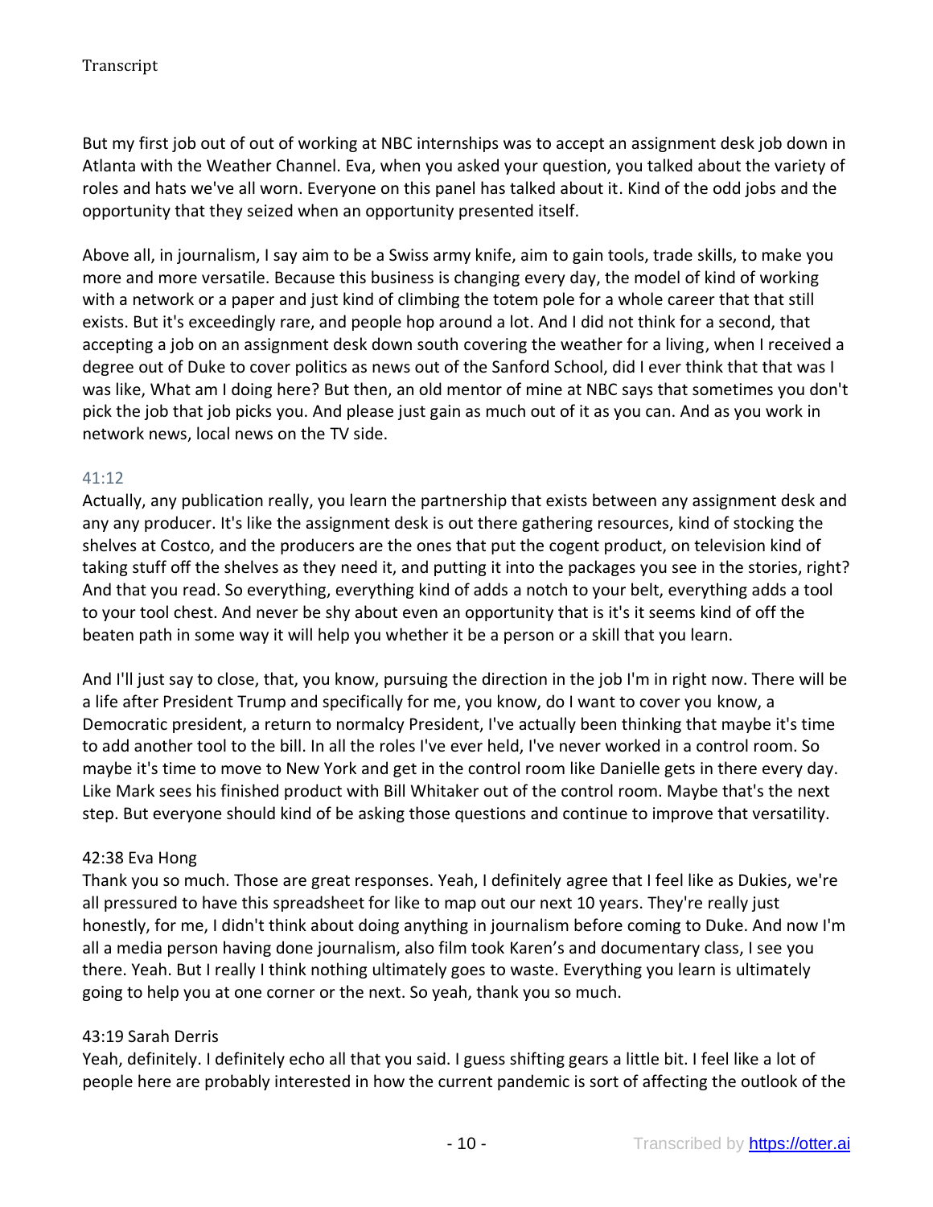But my first job out of out of working at NBC internships was to accept an assignment desk job down in Atlanta with the Weather Channel. Eva, when you asked your question, you talked about the variety of roles and hats we've all worn. Everyone on this panel has talked about it. Kind of the odd jobs and the opportunity that they seized when an opportunity presented itself.

Above all, in journalism, I say aim to be a Swiss army knife, aim to gain tools, trade skills, to make you more and more versatile. Because this business is changing every day, the model of kind of working with a network or a paper and just kind of climbing the totem pole for a whole career that that still exists. But it's exceedingly rare, and people hop around a lot. And I did not think for a second, that accepting a job on an assignment desk down south covering the weather for a living, when I received a degree out of Duke to cover politics as news out of the Sanford School, did I ever think that that was I was like, What am I doing here? But then, an old mentor of mine at NBC says that sometimes you don't pick the job that job picks you. And please just gain as much out of it as you can. And as you work in network news, local news on the TV side.

41:12

Actually, any publication really, you learn the partnership that exists between any assignment desk and any any producer. It's like the assignment desk is out there gathering resources, kind of stocking the shelves at Costco, and the producers are the ones that put the cogent product, on television kind of taking stuff off the shelves as they need it, and putting it into the packages you see in the stories, right? And that you read. So everything, everything kind of adds a notch to your belt, everything adds a tool to your tool chest. And never be shy about even an opportunity that is it's it seems kind of off the beaten path in some way it will help you whether it be a person or a skill that you learn.

And I'll just say to close, that, you know, pursuing the direction in the job I'm in right now. There will be a life after President Trump and specifically for me, you know, do I want to cover you know, a Democratic president, a return to normalcy President, I've actually been thinking that maybe it's time to add another tool to the bill. In all the roles I've ever held, I've never worked in a control room. So maybe it's time to move to New York and get in the control room like Danielle gets in there every day. Like Mark sees his finished product with Bill Whitaker out of the control room. Maybe that's the next step. But everyone should kind of be asking those questions and continue to improve that versatility.

42:38 Eva Hong

Thank you so much. Those are great responses. Yeah, I definitely agree that I feel like as Dukies, we're all pressured to have this spreadsheet for like to map out our next 10 years. They're really just honestly, for me, I didn't think about doing anything in journalism before coming to Duke. And now I'm all a media person having done journalism, also film took Karen's and documentary class, I see you there. Yeah. But I really I think nothing ultimately goes to waste. Everything you learn is ultimately going to help you at one corner or the next. So yeah, thank you so much.

43:19 Sarah Derris

Yeah, definitely. I definitely echo all that you said. I guess shifting gears a little bit. I feel like a lot of people here are probably interested in how the current pandemic is sort of affecting the outlook of the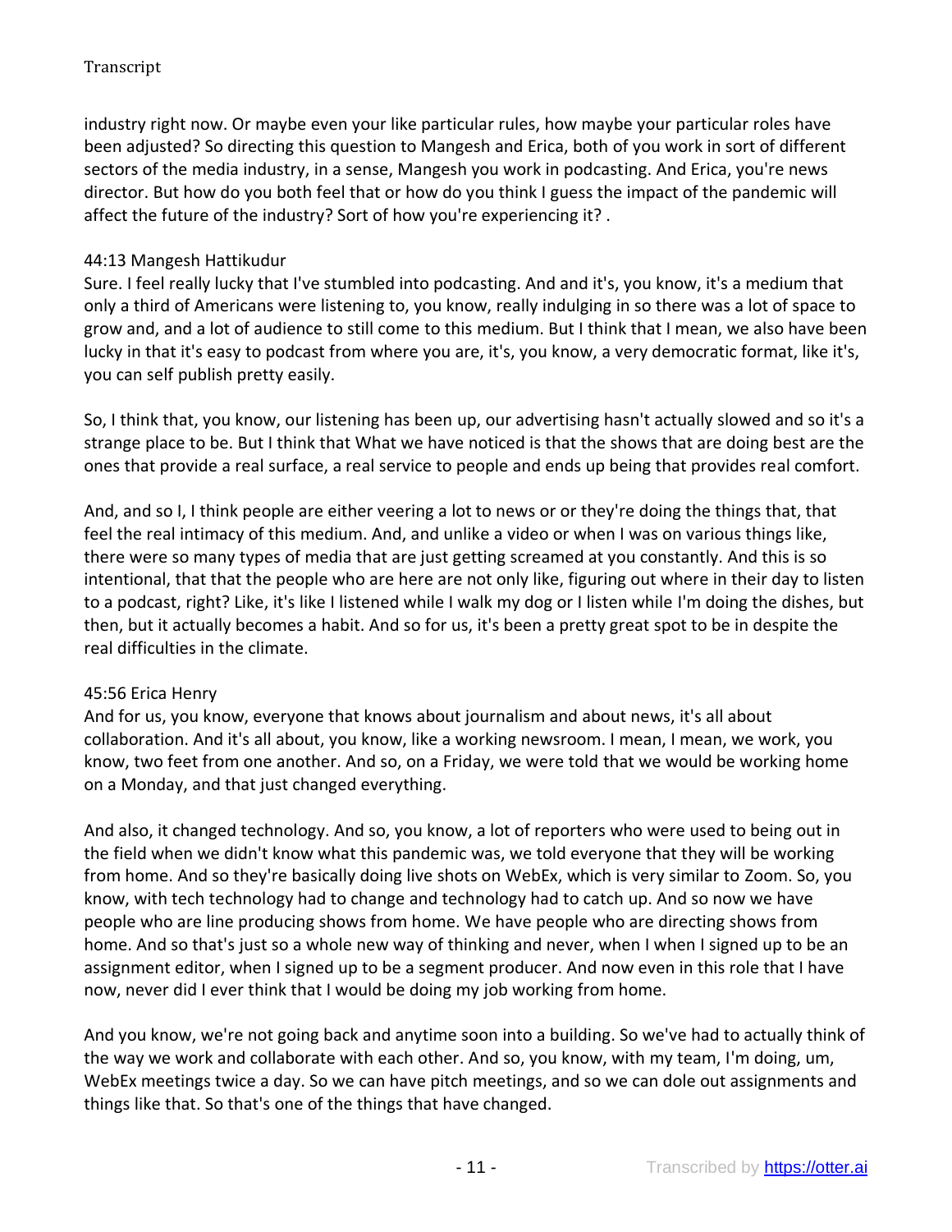industry right now. Or maybe even your like particular rules, how maybe your particular roles have been adjusted? So directing this question to Mangesh and Erica, both of you work in sort of different sectors of the media industry, in a sense, Mangesh you work in podcasting. And Erica, you're news director. But how do you both feel that or how do you think I guess the impact of the pandemic will affect the future of the industry? Sort of how you're experiencing it? .

44:13 Mangesh Hattikudur
Sure. I feel really lucky that I've stumbled into podcasting. And and it's, you know, it's a medium that only a third of Americans were listening to, you know, really indulging in so there was a lot of space to grow and, and a lot of audience to still come to this medium. But I think that I mean, we also have been lucky in that it's easy to podcast from where you are, it's, you know, a very democratic format, like it's, you can self publish pretty easily.

So, I think that, you know, our listening has been up, our advertising hasn't actually slowed and so it's a strange place to be. But I think that What we have noticed is that the shows that are doing best are the ones that provide a real surface, a real service to people and ends up being that provides real comfort.

And, and so I, I think people are either veering a lot to news or or they're doing the things that, that feel the real intimacy of this medium. And, and unlike a video or when I was on various things like, there were so many types of media that are just getting screamed at you constantly. And this is so intentional, that that the people who are here are not only like, figuring out where in their day to listen to a podcast, right? Like, it's like I listened while I walk my dog or I listen while I'm doing the dishes, but then, but it actually becomes a habit. And so for us, it's been a pretty great spot to be in despite the real difficulties in the climate.

45:56 Erica Henry
And for us, you know, everyone that knows about journalism and about news, it's all about collaboration. And it's all about, you know, like a working newsroom. I mean, I mean, we work, you know, two feet from one another. And so, on a Friday, we were told that we would be working home on a Monday, and that just changed everything.

And also, it changed technology. And so, you know, a lot of reporters who were used to being out in the field when we didn't know what this pandemic was, we told everyone that they will be working from home. And so they're basically doing live shots on WebEx, which is very similar to Zoom. So, you know, with tech technology had to change and technology had to catch up. And so now we have people who are line producing shows from home. We have people who are directing shows from home. And so that's just so a whole new way of thinking and never, when I when I signed up to be an assignment editor, when I signed up to be a segment producer. And now even in this role that I have now, never did I ever think that I would be doing my job working from home.

And you know, we're not going back and anytime soon into a building. So we've had to actually think of the way we work and collaborate with each other. And so, you know, with my team, I'm doing, um, WebEx meetings twice a day. So we can have pitch meetings, and so we can dole out assignments and things like that. So that's one of the things that have changed.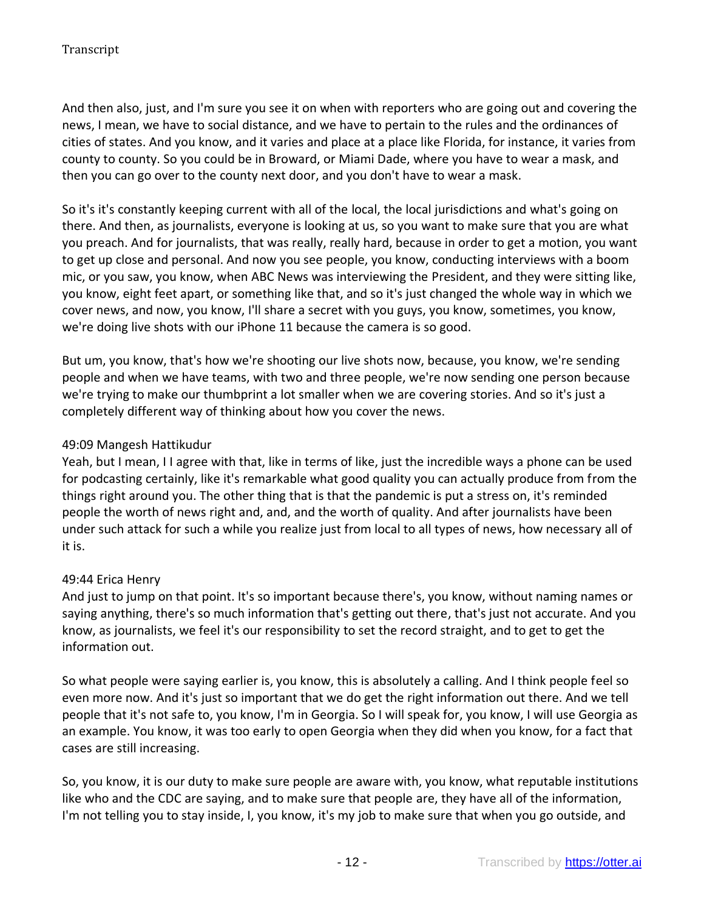And then also, just, and I'm sure you see it on when with reporters who are going out and covering the news, I mean, we have to social distance, and we have to pertain to the rules and the ordinances of cities of states. And you know, and it varies and place at a place like Florida, for instance, it varies from county to county. So you could be in Broward, or Miami Dade, where you have to wear a mask, and then you can go over to the county next door, and you don't have to wear a mask.

So it's it's constantly keeping current with all of the local, the local jurisdictions and what's going on there. And then, as journalists, everyone is looking at us, so you want to make sure that you are what you preach. And for journalists, that was really, really hard, because in order to get a motion, you want to get up close and personal. And now you see people, you know, conducting interviews with a boom mic, or you saw, you know, when ABC News was interviewing the President, and they were sitting like, you know, eight feet apart, or something like that, and so it's just changed the whole way in which we cover news, and now, you know, I'll share a secret with you guys, you know, sometimes, you know, we're doing live shots with our iPhone 11 because the camera is so good.

But um, you know, that's how we're shooting our live shots now, because, you know, we're sending people and when we have teams, with two and three people, we're now sending one person because we're trying to make our thumbprint a lot smaller when we are covering stories. And so it's just a completely different way of thinking about how you cover the news.

49:09 Mangesh Hattikudur
Yeah, but I mean, I I agree with that, like in terms of like, just the incredible ways a phone can be used for podcasting certainly, like it's remarkable what good quality you can actually produce from from the things right around you. The other thing that is that the pandemic is put a stress on, it's reminded people the worth of news right and, and, and the worth of quality. And after journalists have been under such attack for such a while you realize just from local to all types of news, how necessary all of it is.

49:44 Erica Henry
And just to jump on that point. It's so important because there's, you know, without naming names or saying anything, there's so much information that's getting out there, that's just not accurate. And you know, as journalists, we feel it's our responsibility to set the record straight, and to get to get the information out.

So what people were saying earlier is, you know, this is absolutely a calling. And I think people feel so even more now. And it's just so important that we do get the right information out there. And we tell people that it's not safe to, you know, I'm in Georgia. So I will speak for, you know, I will use Georgia as an example. You know, it was too early to open Georgia when they did when you know, for a fact that cases are still increasing.

So, you know, it is our duty to make sure people are aware with, you know, what reputable institutions like who and the CDC are saying, and to make sure that people are, they have all of the information, I'm not telling you to stay inside, I, you know, it's my job to make sure that when you go outside, and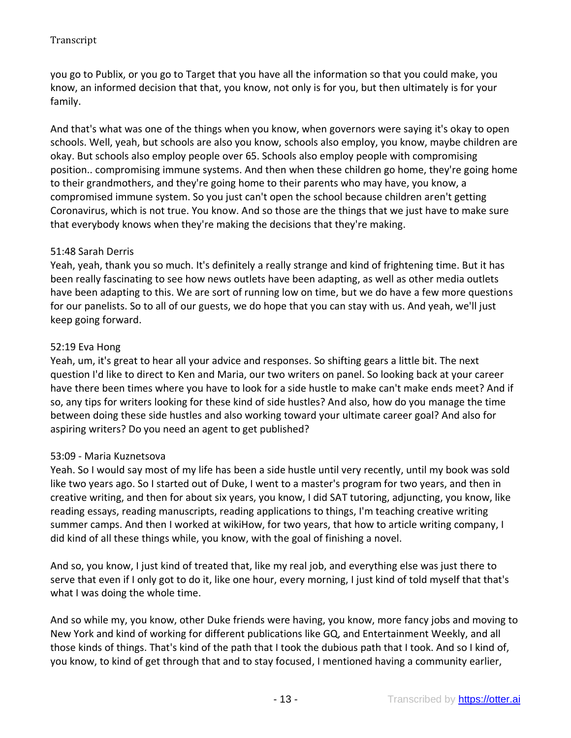you go to Publix, or you go to Target that you have all the information so that you could make, you know, an informed decision that that, you know, not only is for you, but then ultimately is for your family.

And that's what was one of the things when you know, when governors were saying it's okay to open schools. Well, yeah, but schools are also you know, schools also employ, you know, maybe children are okay. But schools also employ people over 65. Schools also employ people with compromising position.. compromising immune systems. And then when these children go home, they're going home to their grandmothers, and they're going home to their parents who may have, you know, a compromised immune system. So you just can't open the school because children aren't getting Coronavirus, which is not true. You know. And so those are the things that we just have to make sure that everybody knows when they're making the decisions that they're making.

51:48 Sarah Derris

Yeah, yeah, thank you so much. It's definitely a really strange and kind of frightening time. But it has been really fascinating to see how news outlets have been adapting, as well as other media outlets have been adapting to this. We are sort of running low on time, but we do have a few more questions for our panelists. So to all of our guests, we do hope that you can stay with us. And yeah, we'll just keep going forward.

52:19 Eva Hong

Yeah, um, it's great to hear all your advice and responses. So shifting gears a little bit. The next question I'd like to direct to Ken and Maria, our two writers on panel. So looking back at your career have there been times where you have to look for a side hustle to make can't make ends meet? And if so, any tips for writers looking for these kind of side hustles? And also, how do you manage the time between doing these side hustles and also working toward your ultimate career goal? And also for aspiring writers? Do you need an agent to get published?

53:09 - Maria Kuznetsova

Yeah. So I would say most of my life has been a side hustle until very recently, until my book was sold like two years ago. So I started out of Duke, I went to a master's program for two years, and then in creative writing, and then for about six years, you know, I did SAT tutoring, adjuncting, you know, like reading essays, reading manuscripts, reading applications to things, I'm teaching creative writing summer camps. And then I worked at wikiHow, for two years, that how to article writing company, I did kind of all these things while, you know, with the goal of finishing a novel.

And so, you know, I just kind of treated that, like my real job, and everything else was just there to serve that even if I only got to do it, like one hour, every morning, I just kind of told myself that that's what I was doing the whole time.

And so while my, you know, other Duke friends were having, you know, more fancy jobs and moving to New York and kind of working for different publications like GQ, and Entertainment Weekly, and all those kinds of things. That's kind of the path that I took the dubious path that I took. And so I kind of, you know, to kind of get through that and to stay focused, I mentioned having a community earlier,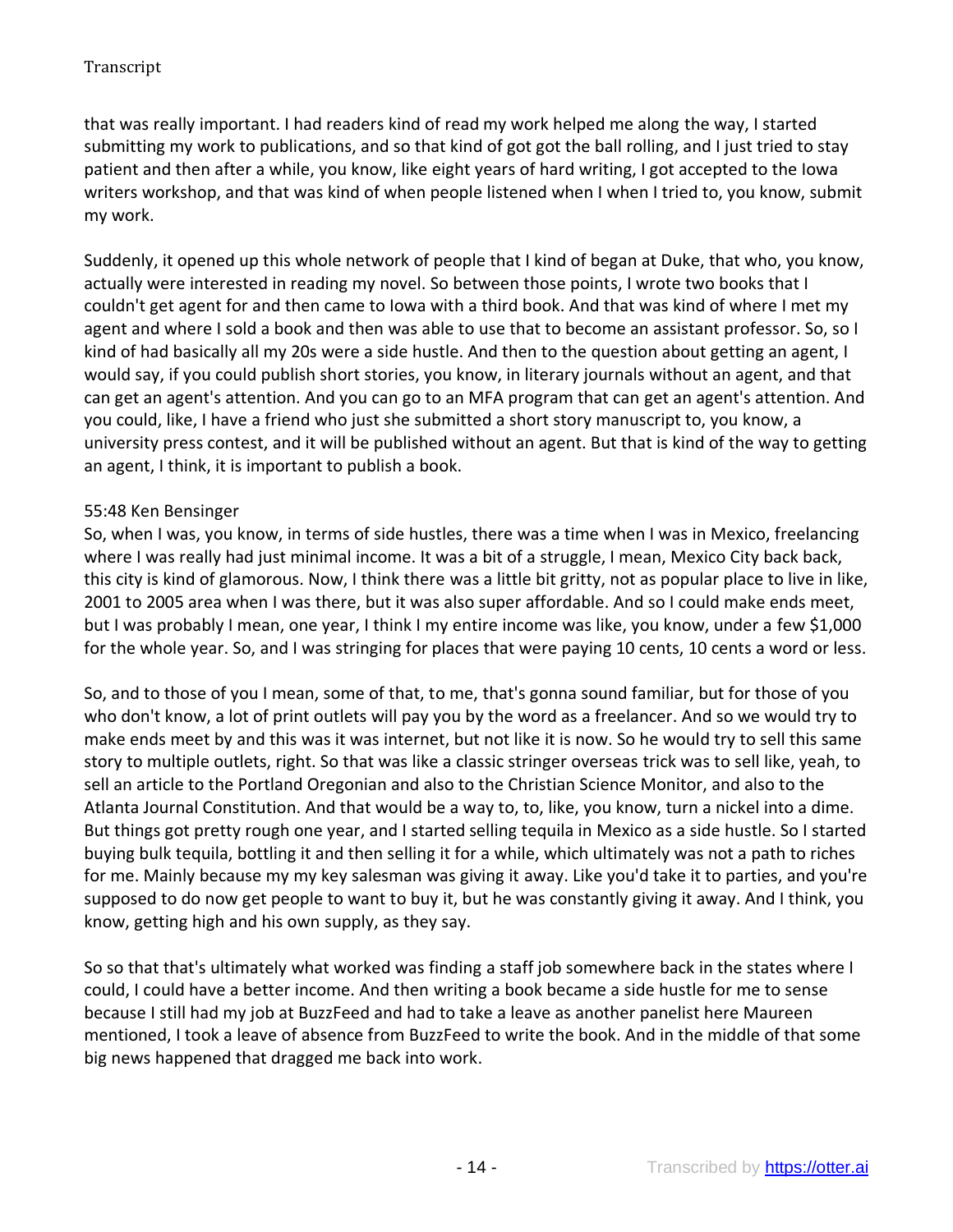that was really important. I had readers kind of read my work helped me along the way, I started submitting my work to publications, and so that kind of got got the ball rolling, and I just tried to stay patient and then after a while, you know, like eight years of hard writing, I got accepted to the Iowa writers workshop, and that was kind of when people listened when I when I tried to, you know, submit my work.

Suddenly, it opened up this whole network of people that I kind of began at Duke, that who, you know, actually were interested in reading my novel. So between those points, I wrote two books that I couldn't get agent for and then came to Iowa with a third book. And that was kind of where I met my agent and where I sold a book and then was able to use that to become an assistant professor. So, so I kind of had basically all my 20s were a side hustle. And then to the question about getting an agent, I would say, if you could publish short stories, you know, in literary journals without an agent, and that can get an agent's attention. And you can go to an MFA program that can get an agent's attention. And you could, like, I have a friend who just she submitted a short story manuscript to, you know, a university press contest, and it will be published without an agent. But that is kind of the way to getting an agent, I think, it is important to publish a book.

55:48 Ken Bensinger

So, when I was, you know, in terms of side hustles, there was a time when I was in Mexico, freelancing where I was really had just minimal income. It was a bit of a struggle, I mean, Mexico City back back, this city is kind of glamorous. Now, I think there was a little bit gritty, not as popular place to live in like, 2001 to 2005 area when I was there, but it was also super affordable. And so I could make ends meet, but I was probably I mean, one year, I think I my entire income was like, you know, under a few $1,000 for the whole year. So, and I was stringing for places that were paying 10 cents, 10 cents a word or less.

So, and to those of you I mean, some of that, to me, that's gonna sound familiar, but for those of you who don't know, a lot of print outlets will pay you by the word as a freelancer. And so we would try to make ends meet by and this was it was internet, but not like it is now. So he would try to sell this same story to multiple outlets, right. So that was like a classic stringer overseas trick was to sell like, yeah, to sell an article to the Portland Oregonian and also to the Christian Science Monitor, and also to the Atlanta Journal Constitution. And that would be a way to, to, like, you know, turn a nickel into a dime. But things got pretty rough one year, and I started selling tequila in Mexico as a side hustle. So I started buying bulk tequila, bottling it and then selling it for a while, which ultimately was not a path to riches for me. Mainly because my my key salesman was giving it away. Like you'd take it to parties, and you're supposed to do now get people to want to buy it, but he was constantly giving it away. And I think, you know, getting high and his own supply, as they say.

So so that that's ultimately what worked was finding a staff job somewhere back in the states where I could, I could have a better income. And then writing a book became a side hustle for me to sense because I still had my job at BuzzFeed and had to take a leave as another panelist here Maureen mentioned, I took a leave of absence from BuzzFeed to write the book. And in the middle of that some big news happened that dragged me back into work.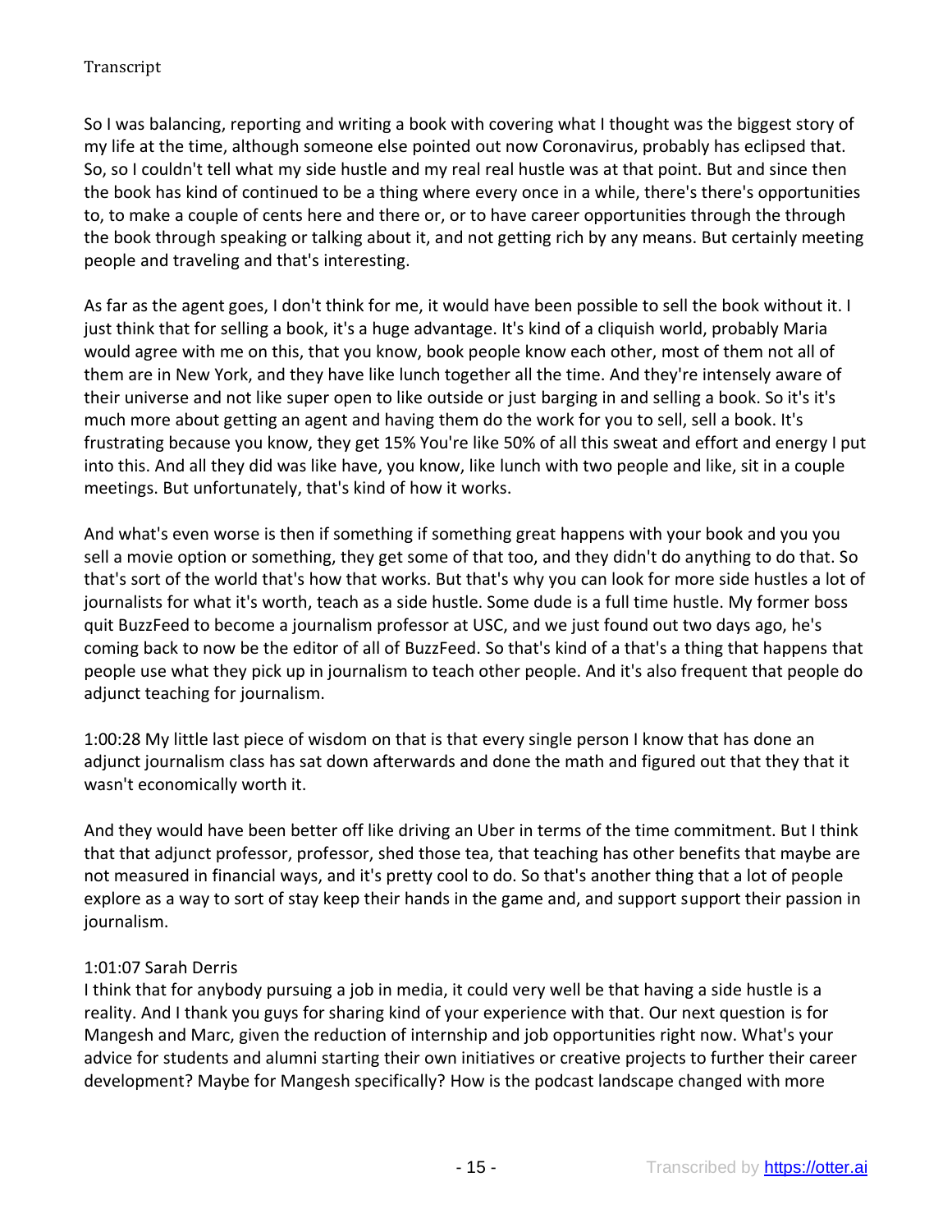So I was balancing, reporting and writing a book with covering what I thought was the biggest story of my life at the time, although someone else pointed out now Coronavirus, probably has eclipsed that. So, so I couldn't tell what my side hustle and my real real hustle was at that point. But and since then the book has kind of continued to be a thing where every once in a while, there's there's opportunities to, to make a couple of cents here and there or, or to have career opportunities through the through the book through speaking or talking about it, and not getting rich by any means. But certainly meeting people and traveling and that's interesting.

As far as the agent goes, I don't think for me, it would have been possible to sell the book without it. I just think that for selling a book, it's a huge advantage. It's kind of a cliquish world, probably Maria would agree with me on this, that you know, book people know each other, most of them not all of them are in New York, and they have like lunch together all the time. And they're intensely aware of their universe and not like super open to like outside or just barging in and selling a book. So it's it's much more about getting an agent and having them do the work for you to sell, sell a book. It's frustrating because you know, they get 15% You're like 50% of all this sweat and effort and energy I put into this. And all they did was like have, you know, like lunch with two people and like, sit in a couple meetings. But unfortunately, that's kind of how it works.

And what's even worse is then if something if something great happens with your book and you you sell a movie option or something, they get some of that too, and they didn't do anything to do that. So that's sort of the world that's how that works. But that's why you can look for more side hustles a lot of journalists for what it's worth, teach as a side hustle. Some dude is a full time hustle. My former boss quit BuzzFeed to become a journalism professor at USC, and we just found out two days ago, he's coming back to now be the editor of all of BuzzFeed. So that's kind of a that's a thing that happens that people use what they pick up in journalism to teach other people. And it's also frequent that people do adjunct teaching for journalism.

1:00:28 My little last piece of wisdom on that is that every single person I know that has done an adjunct journalism class has sat down afterwards and done the math and figured out that they that it wasn't economically worth it.

And they would have been better off like driving an Uber in terms of the time commitment. But I think that that adjunct professor, professor, shed those tea, that teaching has other benefits that maybe are not measured in financial ways, and it's pretty cool to do. So that's another thing that a lot of people explore as a way to sort of stay keep their hands in the game and, and support support their passion in journalism.

1:01:07 Sarah Derris
I think that for anybody pursuing a job in media, it could very well be that having a side hustle is a reality. And I thank you guys for sharing kind of your experience with that. Our next question is for Mangesh and Marc, given the reduction of internship and job opportunities right now. What's your advice for students and alumni starting their own initiatives or creative projects to further their career development? Maybe for Mangesh specifically? How is the podcast landscape changed with more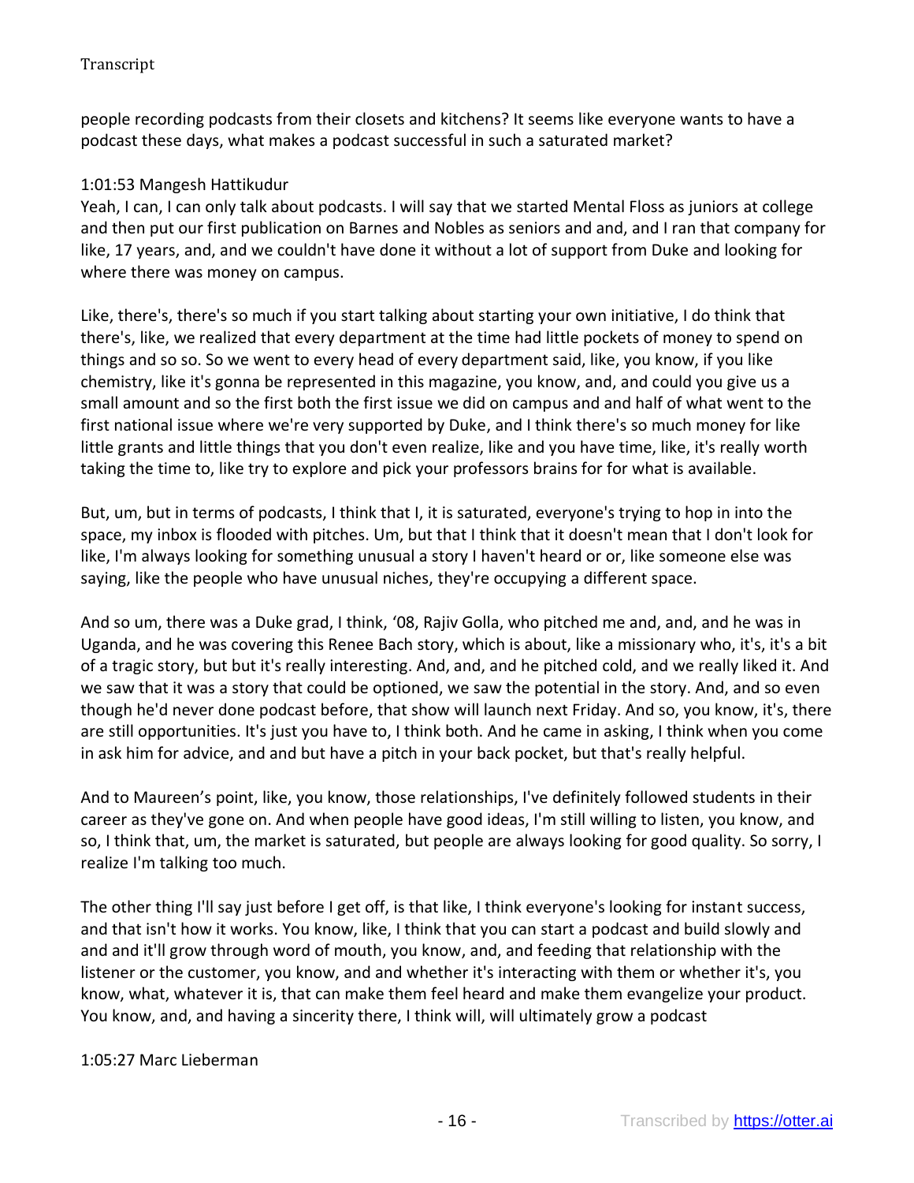people recording podcasts from their closets and kitchens? It seems like everyone wants to have a podcast these days, what makes a podcast successful in such a saturated market?

1:01:53 Mangesh Hattikudur

Yeah, I can, I can only talk about podcasts. I will say that we started Mental Floss as juniors at college and then put our first publication on Barnes and Nobles as seniors and and, and I ran that company for like, 17 years, and, and we couldn't have done it without a lot of support from Duke and looking for where there was money on campus.

Like, there's, there's so much if you start talking about starting your own initiative, I do think that there's, like, we realized that every department at the time had little pockets of money to spend on things and so so. So we went to every head of every department said, like, you know, if you like chemistry, like it's gonna be represented in this magazine, you know, and, and could you give us a small amount and so the first both the first issue we did on campus and and half of what went to the first national issue where we're very supported by Duke, and I think there's so much money for like little grants and little things that you don't even realize, like and you have time, like, it's really worth taking the time to, like try to explore and pick your professors brains for for what is available.

But, um, but in terms of podcasts, I think that I, it is saturated, everyone's trying to hop in into the space, my inbox is flooded with pitches. Um, but that I think that it doesn't mean that I don't look for like, I'm always looking for something unusual a story I haven't heard or or, like someone else was saying, like the people who have unusual niches, they're occupying a different space.

And so um, there was a Duke grad, I think, '08, Rajiv Golla, who pitched me and, and, and he was in Uganda, and he was covering this Renee Bach story, which is about, like a missionary who, it's, it's a bit of a tragic story, but but it's really interesting. And, and, and he pitched cold, and we really liked it. And we saw that it was a story that could be optioned, we saw the potential in the story. And, and so even though he'd never done podcast before, that show will launch next Friday. And so, you know, it's, there are still opportunities. It's just you have to, I think both. And he came in asking, I think when you come in ask him for advice, and and but have a pitch in your back pocket, but that's really helpful.

And to Maureen's point, like, you know, those relationships, I've definitely followed students in their career as they've gone on. And when people have good ideas, I'm still willing to listen, you know, and so, I think that, um, the market is saturated, but people are always looking for good quality. So sorry, I realize I'm talking too much.

The other thing I'll say just before I get off, is that like, I think everyone's looking for instant success, and that isn't how it works. You know, like, I think that you can start a podcast and build slowly and and and it'll grow through word of mouth, you know, and, and feeding that relationship with the listener or the customer, you know, and and whether it's interacting with them or whether it's, you know, what, whatever it is, that can make them feel heard and make them evangelize your product. You know, and, and having a sincerity there, I think will, will ultimately grow a podcast

1:05:27 Marc Lieberman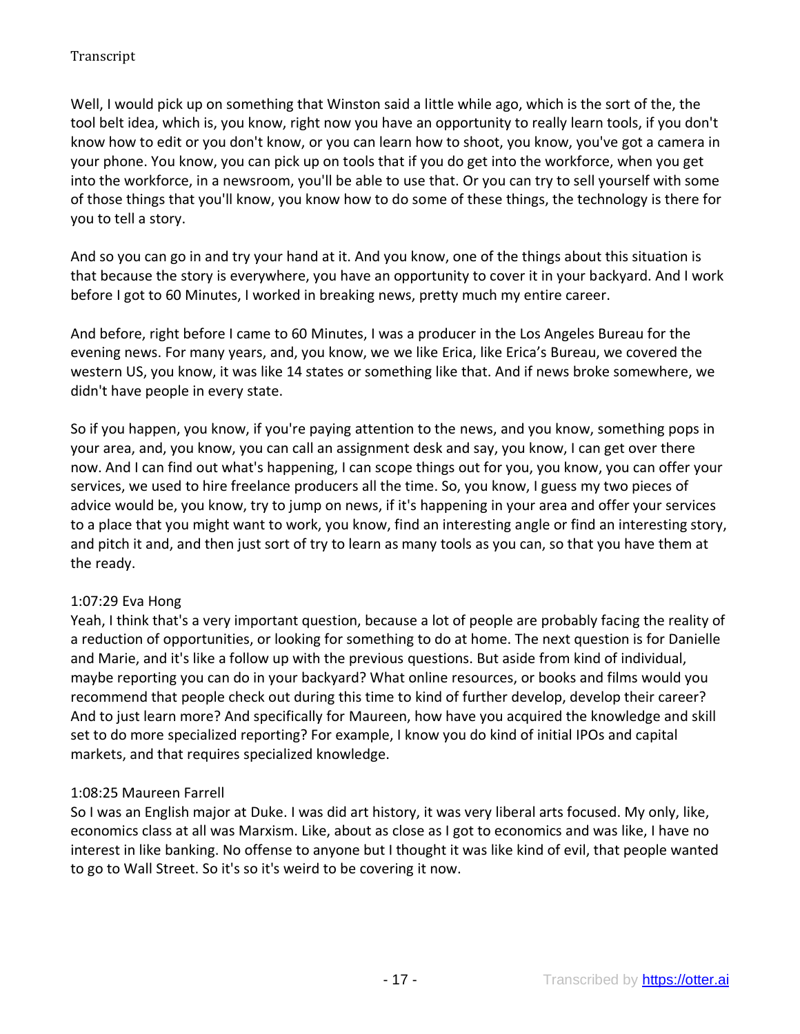Well, I would pick up on something that Winston said a little while ago, which is the sort of the, the tool belt idea, which is, you know, right now you have an opportunity to really learn tools, if you don't know how to edit or you don't know, or you can learn how to shoot, you know, you've got a camera in your phone. You know, you can pick up on tools that if you do get into the workforce, when you get into the workforce, in a newsroom, you'll be able to use that. Or you can try to sell yourself with some of those things that you'll know, you know how to do some of these things, the technology is there for you to tell a story.

And so you can go in and try your hand at it. And you know, one of the things about this situation is that because the story is everywhere, you have an opportunity to cover it in your backyard. And I work before I got to 60 Minutes, I worked in breaking news, pretty much my entire career.

And before, right before I came to 60 Minutes, I was a producer in the Los Angeles Bureau for the evening news. For many years, and, you know, we we like Erica, like Erica's Bureau, we covered the western US, you know, it was like 14 states or something like that. And if news broke somewhere, we didn't have people in every state.

So if you happen, you know, if you're paying attention to the news, and you know, something pops in your area, and, you know, you can call an assignment desk and say, you know, I can get over there now. And I can find out what's happening, I can scope things out for you, you know, you can offer your services, we used to hire freelance producers all the time. So, you know, I guess my two pieces of advice would be, you know, try to jump on news, if it's happening in your area and offer your services to a place that you might want to work, you know, find an interesting angle or find an interesting story, and pitch it and, and then just sort of try to learn as many tools as you can, so that you have them at the ready.

1:07:29 Eva Hong
Yeah, I think that's a very important question, because a lot of people are probably facing the reality of a reduction of opportunities, or looking for something to do at home. The next question is for Danielle and Marie, and it's like a follow up with the previous questions. But aside from kind of individual, maybe reporting you can do in your backyard? What online resources, or books and films would you recommend that people check out during this time to kind of further develop, develop their career? And to just learn more? And specifically for Maureen, how have you acquired the knowledge and skill set to do more specialized reporting? For example, I know you do kind of initial IPOs and capital markets, and that requires specialized knowledge.

1:08:25 Maureen Farrell
So I was an English major at Duke. I was did art history, it was very liberal arts focused. My only, like, economics class at all was Marxism. Like, about as close as I got to economics and was like, I have no interest in like banking. No offense to anyone but I thought it was like kind of evil, that people wanted to go to Wall Street. So it's so it's weird to be covering it now.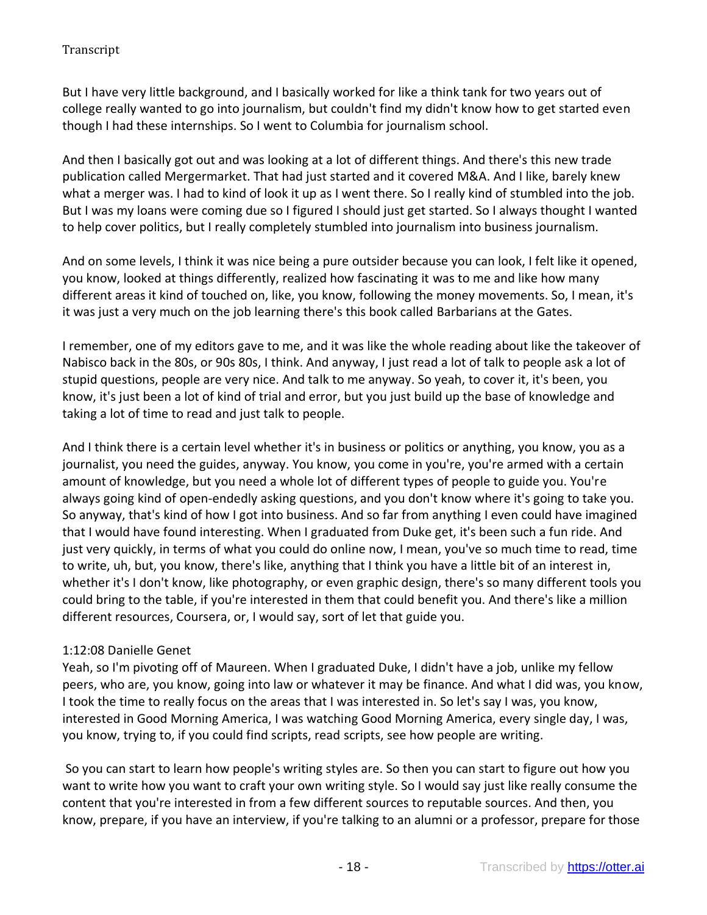But I have very little background, and I basically worked for like a think tank for two years out of college really wanted to go into journalism, but couldn't find my didn't know how to get started even though I had these internships. So I went to Columbia for journalism school.

And then I basically got out and was looking at a lot of different things. And there's this new trade publication called Mergermarket. That had just started and it covered M&A. And I like, barely knew what a merger was. I had to kind of look it up as I went there. So I really kind of stumbled into the job. But I was my loans were coming due so I figured I should just get started. So I always thought I wanted to help cover politics, but I really completely stumbled into journalism into business journalism.

And on some levels, I think it was nice being a pure outsider because you can look, I felt like it opened, you know, looked at things differently, realized how fascinating it was to me and like how many different areas it kind of touched on, like, you know, following the money movements. So, I mean, it's it was just a very much on the job learning there's this book called Barbarians at the Gates.

I remember, one of my editors gave to me, and it was like the whole reading about like the takeover of Nabisco back in the 80s, or 90s 80s, I think. And anyway, I just read a lot of talk to people ask a lot of stupid questions, people are very nice. And talk to me anyway. So yeah, to cover it, it's been, you know, it's just been a lot of kind of trial and error, but you just build up the base of knowledge and taking a lot of time to read and just talk to people.

And I think there is a certain level whether it's in business or politics or anything, you know, you as a journalist, you need the guides, anyway. You know, you come in you're, you're armed with a certain amount of knowledge, but you need a whole lot of different types of people to guide you. You're always going kind of open-endedly asking questions, and you don't know where it's going to take you. So anyway, that's kind of how I got into business. And so far from anything I even could have imagined that I would have found interesting. When I graduated from Duke get, it's been such a fun ride. And just very quickly, in terms of what you could do online now, I mean, you've so much time to read, time to write, uh, but, you know, there's like, anything that I think you have a little bit of an interest in, whether it's I don't know, like photography, or even graphic design, there's so many different tools you could bring to the table, if you're interested in them that could benefit you. And there's like a million different resources, Coursera, or, I would say, sort of let that guide you.

1:12:08 Danielle Genet

Yeah, so I'm pivoting off of Maureen. When I graduated Duke, I didn't have a job, unlike my fellow peers, who are, you know, going into law or whatever it may be finance. And what I did was, you know, I took the time to really focus on the areas that I was interested in. So let's say I was, you know, interested in Good Morning America, I was watching Good Morning America, every single day, I was, you know, trying to, if you could find scripts, read scripts, see how people are writing.

So you can start to learn how people's writing styles are. So then you can start to figure out how you want to write how you want to craft your own writing style. So I would say just like really consume the content that you're interested in from a few different sources to reputable sources. And then, you know, prepare, if you have an interview, if you're talking to an alumni or a professor, prepare for those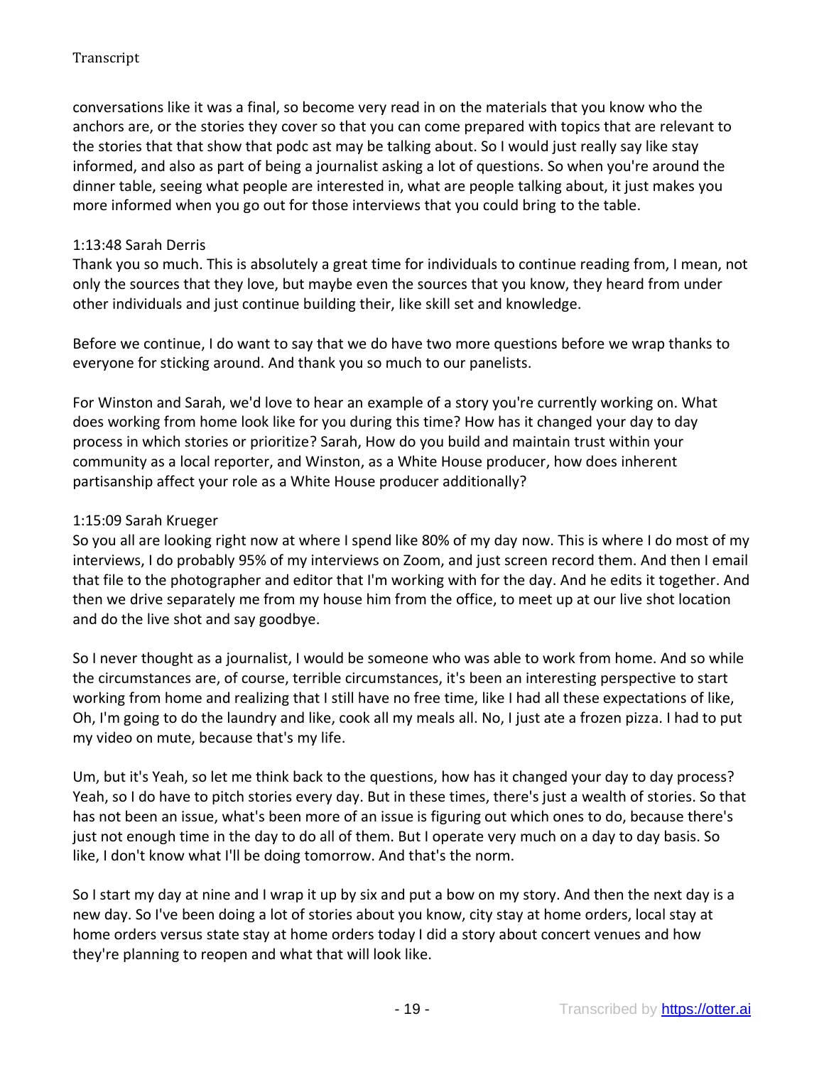conversations like it was a final, so become very read in on the materials that you know who the anchors are, or the stories they cover so that you can come prepared with topics that are relevant to the stories that that show that podc ast may be talking about. So I would just really say like stay informed, and also as part of being a journalist asking a lot of questions. So when you're around the dinner table, seeing what people are interested in, what are people talking about, it just makes you more informed when you go out for those interviews that you could bring to the table.

1:13:48 Sarah Derris
Thank you so much. This is absolutely a great time for individuals to continue reading from, I mean, not only the sources that they love, but maybe even the sources that you know, they heard from under other individuals and just continue building their, like skill set and knowledge.

Before we continue, I do want to say that we do have two more questions before we wrap thanks to everyone for sticking around. And thank you so much to our panelists.

For Winston and Sarah, we'd love to hear an example of a story you're currently working on. What does working from home look like for you during this time? How has it changed your day to day process in which stories or prioritize? Sarah, How do you build and maintain trust within your community as a local reporter, and Winston, as a White House producer, how does inherent partisanship affect your role as a White House producer additionally?

1:15:09 Sarah Krueger
So you all are looking right now at where I spend like 80% of my day now. This is where I do most of my interviews, I do probably 95% of my interviews on Zoom, and just screen record them. And then I email that file to the photographer and editor that I'm working with for the day. And he edits it together. And then we drive separately me from my house him from the office, to meet up at our live shot location and do the live shot and say goodbye.

So I never thought as a journalist, I would be someone who was able to work from home. And so while the circumstances are, of course, terrible circumstances, it's been an interesting perspective to start working from home and realizing that I still have no free time, like I had all these expectations of like, Oh, I'm going to do the laundry and like, cook all my meals all. No, I just ate a frozen pizza. I had to put my video on mute, because that's my life.

Um, but it's Yeah, so let me think back to the questions, how has it changed your day to day process? Yeah, so I do have to pitch stories every day. But in these times, there's just a wealth of stories. So that has not been an issue, what's been more of an issue is figuring out which ones to do, because there's just not enough time in the day to do all of them. But I operate very much on a day to day basis. So like, I don't know what I'll be doing tomorrow. And that's the norm.

So I start my day at nine and I wrap it up by six and put a bow on my story. And then the next day is a new day. So I've been doing a lot of stories about you know, city stay at home orders, local stay at home orders versus state stay at home orders today I did a story about concert venues and how they're planning to reopen and what that will look like.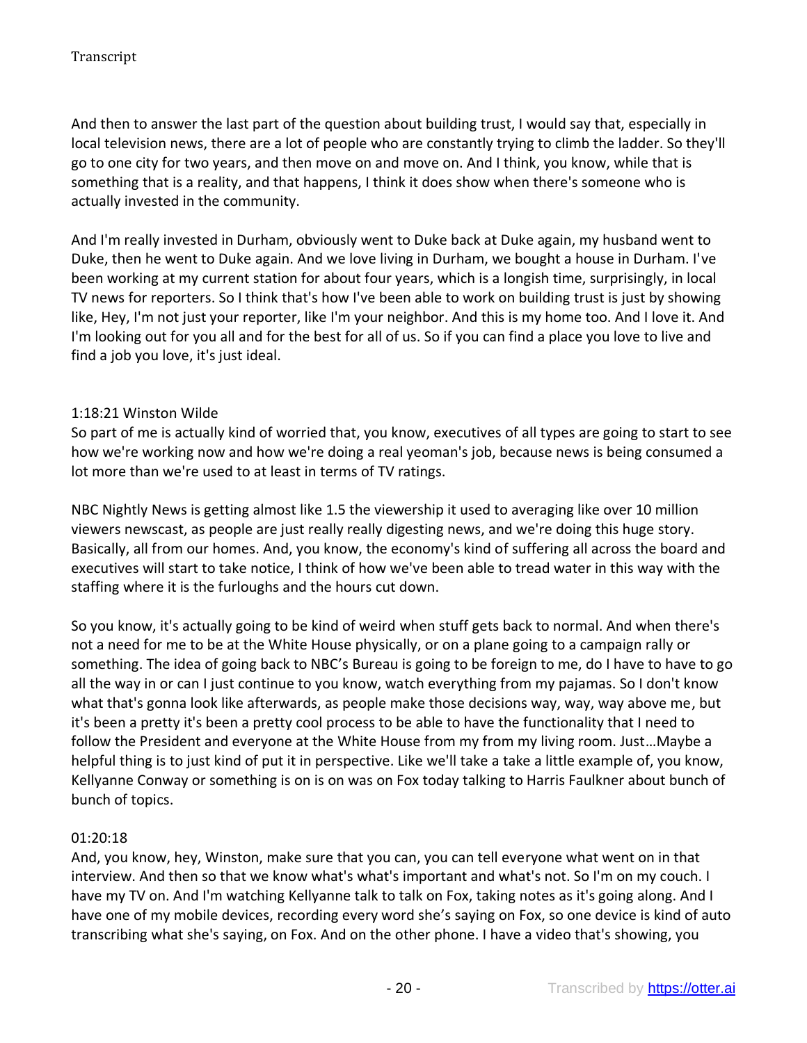And then to answer the last part of the question about building trust, I would say that, especially in local television news, there are a lot of people who are constantly trying to climb the ladder. So they'll go to one city for two years, and then move on and move on. And I think, you know, while that is something that is a reality, and that happens, I think it does show when there's someone who is actually invested in the community.

And I'm really invested in Durham, obviously went to Duke back at Duke again, my husband went to Duke, then he went to Duke again. And we love living in Durham, we bought a house in Durham. I've been working at my current station for about four years, which is a longish time, surprisingly, in local TV news for reporters. So I think that's how I've been able to work on building trust is just by showing like, Hey, I'm not just your reporter, like I'm your neighbor. And this is my home too. And I love it. And I'm looking out for you all and for the best for all of us. So if you can find a place you love to live and find a job you love, it's just ideal.

1:18:21 Winston Wilde

So part of me is actually kind of worried that, you know, executives of all types are going to start to see how we're working now and how we're doing a real yeoman's job, because news is being consumed a lot more than we're used to at least in terms of TV ratings.

NBC Nightly News is getting almost like 1.5 the viewership it used to averaging like over 10 million viewers newscast, as people are just really really digesting news, and we're doing this huge story. Basically, all from our homes. And, you know, the economy's kind of suffering all across the board and executives will start to take notice, I think of how we've been able to tread water in this way with the staffing where it is the furloughs and the hours cut down.

So you know, it's actually going to be kind of weird when stuff gets back to normal. And when there's not a need for me to be at the White House physically, or on a plane going to a campaign rally or something. The idea of going back to NBC's Bureau is going to be foreign to me, do I have to have to go all the way in or can I just continue to you know, watch everything from my pajamas. So I don't know what that's gonna look like afterwards, as people make those decisions way, way, way above me, but it's been a pretty it's been a pretty cool process to be able to have the functionality that I need to follow the President and everyone at the White House from my from my living room. Just…Maybe a helpful thing is to just kind of put it in perspective. Like we'll take a take a little example of, you know, Kellyanne Conway or something is on is on was on Fox today talking to Harris Faulkner about bunch of bunch of topics.

01:20:18

And, you know, hey, Winston, make sure that you can, you can tell everyone what went on in that interview. And then so that we know what's what's important and what's not. So I'm on my couch. I have my TV on. And I'm watching Kellyanne talk to talk on Fox, taking notes as it's going along. And I have one of my mobile devices, recording every word she's saying on Fox, so one device is kind of auto transcribing what she's saying, on Fox. And on the other phone. I have a video that's showing, you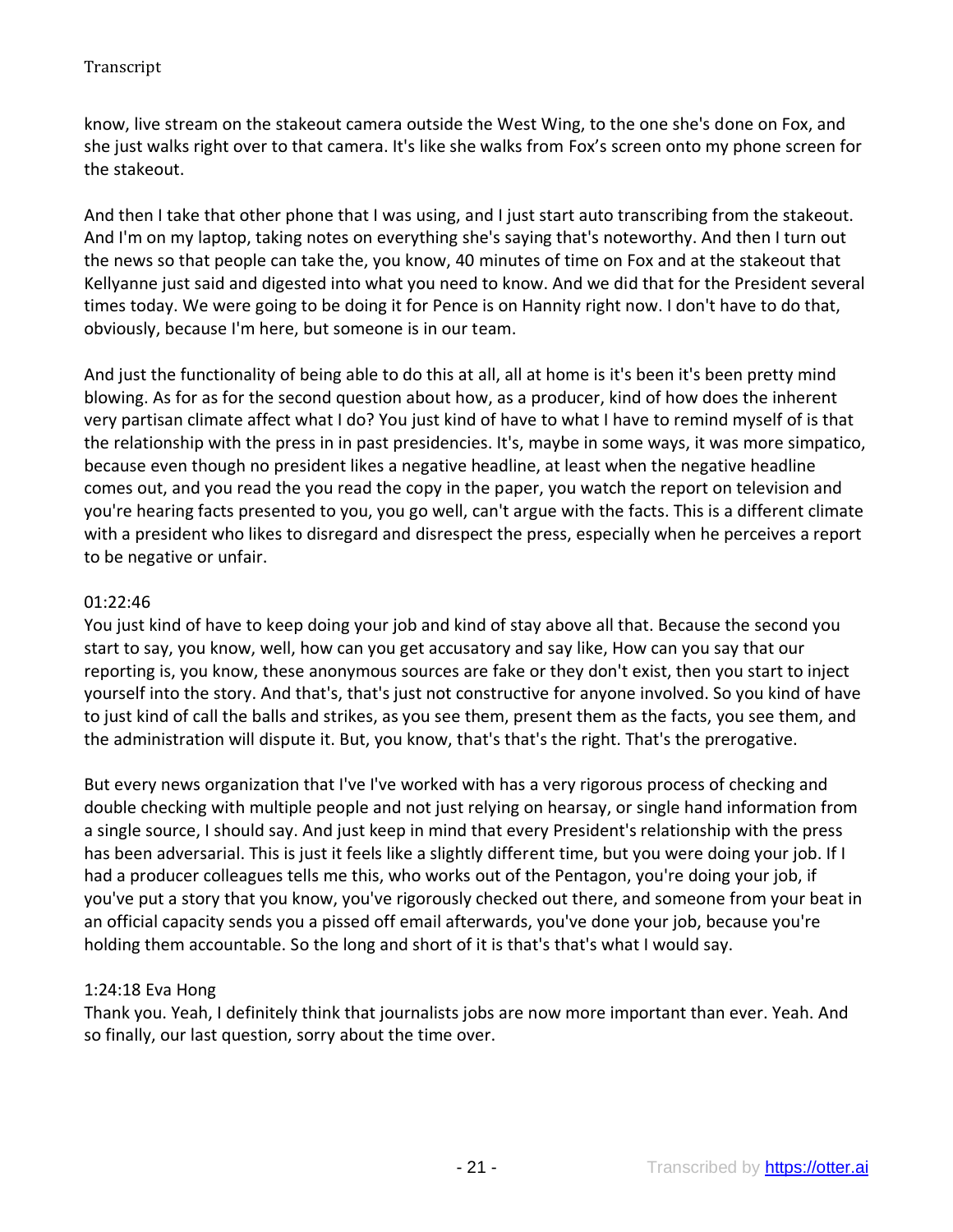know, live stream on the stakeout camera outside the West Wing, to the one she's done on Fox, and she just walks right over to that camera. It's like she walks from Fox's screen onto my phone screen for the stakeout.

And then I take that other phone that I was using, and I just start auto transcribing from the stakeout. And I'm on my laptop, taking notes on everything she's saying that's noteworthy. And then I turn out the news so that people can take the, you know, 40 minutes of time on Fox and at the stakeout that Kellyanne just said and digested into what you need to know. And we did that for the President several times today. We were going to be doing it for Pence is on Hannity right now. I don't have to do that, obviously, because I'm here, but someone is in our team.

And just the functionality of being able to do this at all, all at home is it's been it's been pretty mind blowing. As for as for the second question about how, as a producer, kind of how does the inherent very partisan climate affect what I do? You just kind of have to what I have to remind myself of is that the relationship with the press in in past presidencies. It's, maybe in some ways, it was more simpatico, because even though no president likes a negative headline, at least when the negative headline comes out, and you read the you read the copy in the paper, you watch the report on television and you're hearing facts presented to you, you go well, can't argue with the facts. This is a different climate with a president who likes to disregard and disrespect the press, especially when he perceives a report to be negative or unfair.

01:22:46
You just kind of have to keep doing your job and kind of stay above all that. Because the second you start to say, you know, well, how can you get accusatory and say like, How can you say that our reporting is, you know, these anonymous sources are fake or they don't exist, then you start to inject yourself into the story. And that's, that's just not constructive for anyone involved. So you kind of have to just kind of call the balls and strikes, as you see them, present them as the facts, you see them, and the administration will dispute it. But, you know, that's that's the right. That's the prerogative.

But every news organization that I've I've worked with has a very rigorous process of checking and double checking with multiple people and not just relying on hearsay, or single hand information from a single source, I should say. And just keep in mind that every President's relationship with the press has been adversarial. This is just it feels like a slightly different time, but you were doing your job. If I had a producer colleagues tells me this, who works out of the Pentagon, you're doing your job, if you've put a story that you know, you've rigorously checked out there, and someone from your beat in an official capacity sends you a pissed off email afterwards, you've done your job, because you're holding them accountable. So the long and short of it is that's that's what I would say.

1:24:18 Eva Hong
Thank you. Yeah, I definitely think that journalists jobs are now more important than ever. Yeah. And so finally, our last question, sorry about the time over.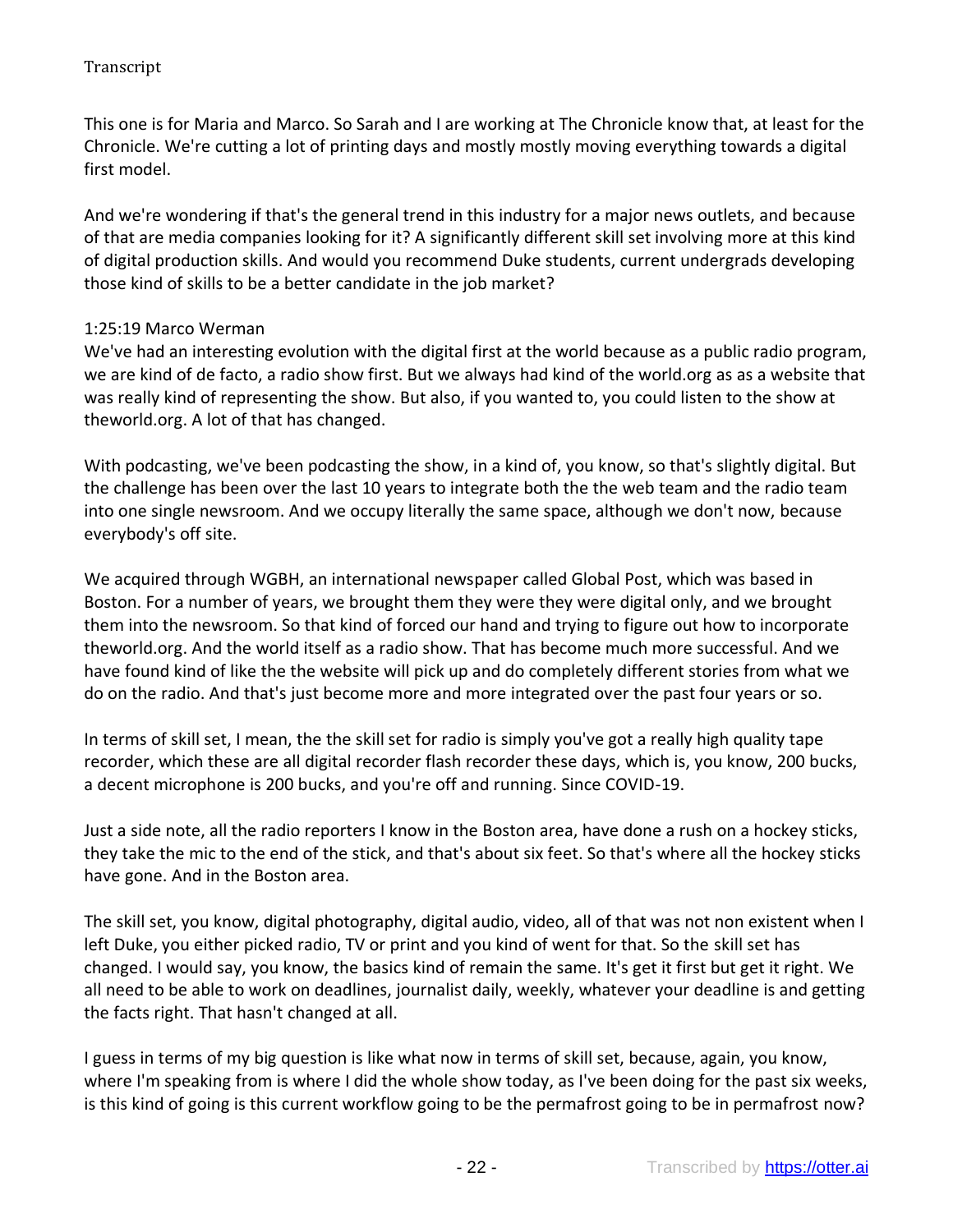This one is for Maria and Marco. So Sarah and I are working at The Chronicle know that, at least for the Chronicle. We're cutting a lot of printing days and mostly mostly moving everything towards a digital first model.

And we're wondering if that's the general trend in this industry for a major news outlets, and because of that are media companies looking for it? A significantly different skill set involving more at this kind of digital production skills. And would you recommend Duke students, current undergrads developing those kind of skills to be a better candidate in the job market?

1:25:19 Marco Werman
We've had an interesting evolution with the digital first at the world because as a public radio program, we are kind of de facto, a radio show first. But we always had kind of the world.org as as a website that was really kind of representing the show. But also, if you wanted to, you could listen to the show at theworld.org. A lot of that has changed.

With podcasting, we've been podcasting the show, in a kind of, you know, so that's slightly digital. But the challenge has been over the last 10 years to integrate both the the web team and the radio team into one single newsroom. And we occupy literally the same space, although we don't now, because everybody's off site.

We acquired through WGBH, an international newspaper called Global Post, which was based in Boston. For a number of years, we brought them they were they were digital only, and we brought them into the newsroom. So that kind of forced our hand and trying to figure out how to incorporate theworld.org. And the world itself as a radio show. That has become much more successful. And we have found kind of like the the website will pick up and do completely different stories from what we do on the radio. And that's just become more and more integrated over the past four years or so.

In terms of skill set, I mean, the the skill set for radio is simply you've got a really high quality tape recorder, which these are all digital recorder flash recorder these days, which is, you know, 200 bucks, a decent microphone is 200 bucks, and you're off and running. Since COVID-19.

Just a side note, all the radio reporters I know in the Boston area, have done a rush on a hockey sticks, they take the mic to the end of the stick, and that's about six feet. So that's where all the hockey sticks have gone. And in the Boston area.

The skill set, you know, digital photography, digital audio, video, all of that was not non existent when I left Duke, you either picked radio, TV or print and you kind of went for that. So the skill set has changed. I would say, you know, the basics kind of remain the same. It's get it first but get it right. We all need to be able to work on deadlines, journalist daily, weekly, whatever your deadline is and getting the facts right. That hasn't changed at all.

I guess in terms of my big question is like what now in terms of skill set, because, again, you know, where I'm speaking from is where I did the whole show today, as I've been doing for the past six weeks, is this kind of going is this current workflow going to be the permafrost going to be in permafrost now?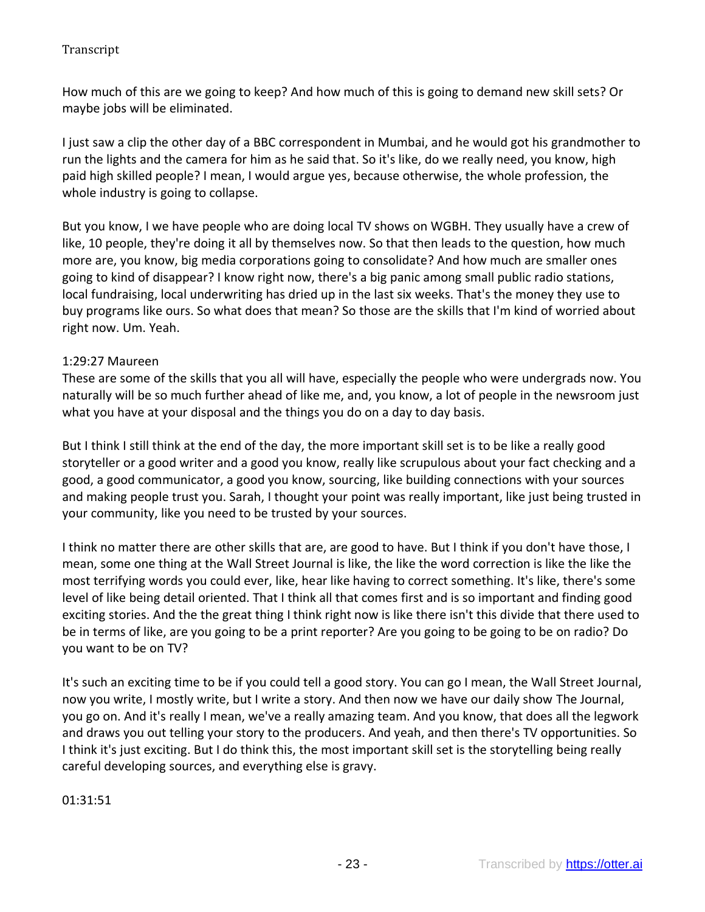How much of this are we going to keep? And how much of this is going to demand new skill sets? Or maybe jobs will be eliminated.

I just saw a clip the other day of a BBC correspondent in Mumbai, and he would got his grandmother to run the lights and the camera for him as he said that. So it's like, do we really need, you know, high paid high skilled people? I mean, I would argue yes, because otherwise, the whole profession, the whole industry is going to collapse.

But you know, I we have people who are doing local TV shows on WGBH. They usually have a crew of like, 10 people, they're doing it all by themselves now. So that then leads to the question, how much more are, you know, big media corporations going to consolidate? And how much are smaller ones going to kind of disappear? I know right now, there's a big panic among small public radio stations, local fundraising, local underwriting has dried up in the last six weeks. That's the money they use to buy programs like ours. So what does that mean? So those are the skills that I'm kind of worried about right now. Um. Yeah.

1:29:27 Maureen

These are some of the skills that you all will have, especially the people who were undergrads now. You naturally will be so much further ahead of like me, and, you know, a lot of people in the newsroom just what you have at your disposal and the things you do on a day to day basis.

But I think I still think at the end of the day, the more important skill set is to be like a really good storyteller or a good writer and a good you know, really like scrupulous about your fact checking and a good, a good communicator, a good you know, sourcing, like building connections with your sources and making people trust you. Sarah, I thought your point was really important, like just being trusted in your community, like you need to be trusted by your sources.

I think no matter there are other skills that are, are good to have. But I think if you don't have those, I mean, some one thing at the Wall Street Journal is like, the like the word correction is like the like the most terrifying words you could ever, like, hear like having to correct something. It's like, there's some level of like being detail oriented. That I think all that comes first and is so important and finding good exciting stories. And the the great thing I think right now is like there isn't this divide that there used to be in terms of like, are you going to be a print reporter? Are you going to be going to be on radio? Do you want to be on TV?

It's such an exciting time to be if you could tell a good story. You can go I mean, the Wall Street Journal, now you write, I mostly write, but I write a story. And then now we have our daily show The Journal, you go on. And it's really I mean, we've a really amazing team. And you know, that does all the legwork and draws you out telling your story to the producers. And yeah, and then there's TV opportunities. So I think it's just exciting. But I do think this, the most important skill set is the storytelling being really careful developing sources, and everything else is gravy.

01:31:51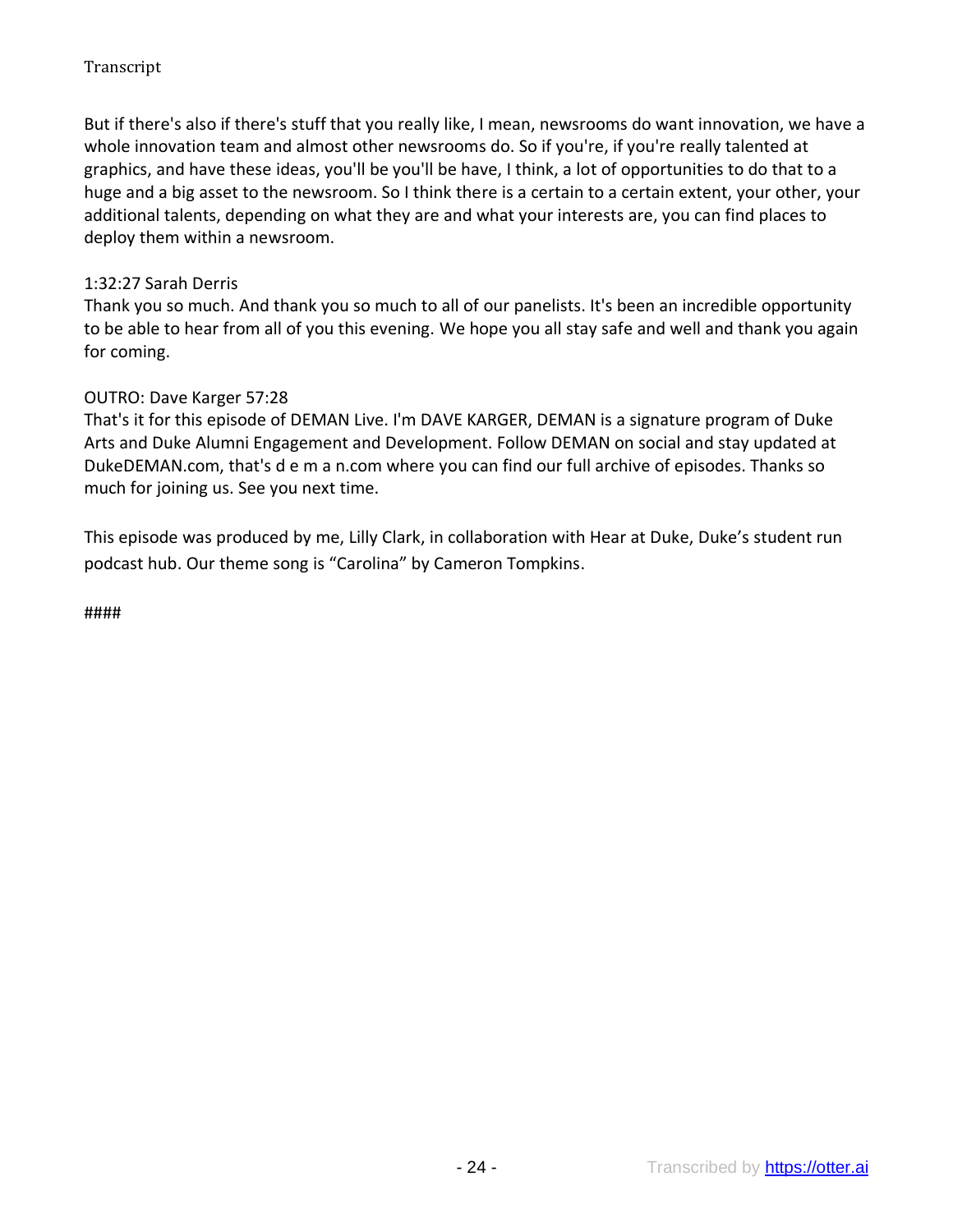But if there's also if there's stuff that you really like, I mean, newsrooms do want innovation, we have a whole innovation team and almost other newsrooms do. So if you're, if you're really talented at graphics, and have these ideas, you'll be you'll be have, I think, a lot of opportunities to do that to a huge and a big asset to the newsroom. So I think there is a certain to a certain extent, your other, your additional talents, depending on what they are and what your interests are, you can find places to deploy them within a newsroom.

1:32:27 Sarah Derris
Thank you so much. And thank you so much to all of our panelists. It's been an incredible opportunity to be able to hear from all of you this evening. We hope you all stay safe and well and thank you again for coming.

OUTRO: Dave Karger 57:28
That's it for this episode of DEMAN Live. I'm DAVE KARGER, DEMAN is a signature program of Duke Arts and Duke Alumni Engagement and Development. Follow DEMAN on social and stay updated at DukeDEMAN.com, that's d e m a n.com where you can find our full archive of episodes. Thanks so much for joining us. See you next time.

This episode was produced by me, Lilly Clark, in collaboration with Hear at Duke, Duke's student run podcast hub. Our theme song is "Carolina" by Cameron Tompkins.

####